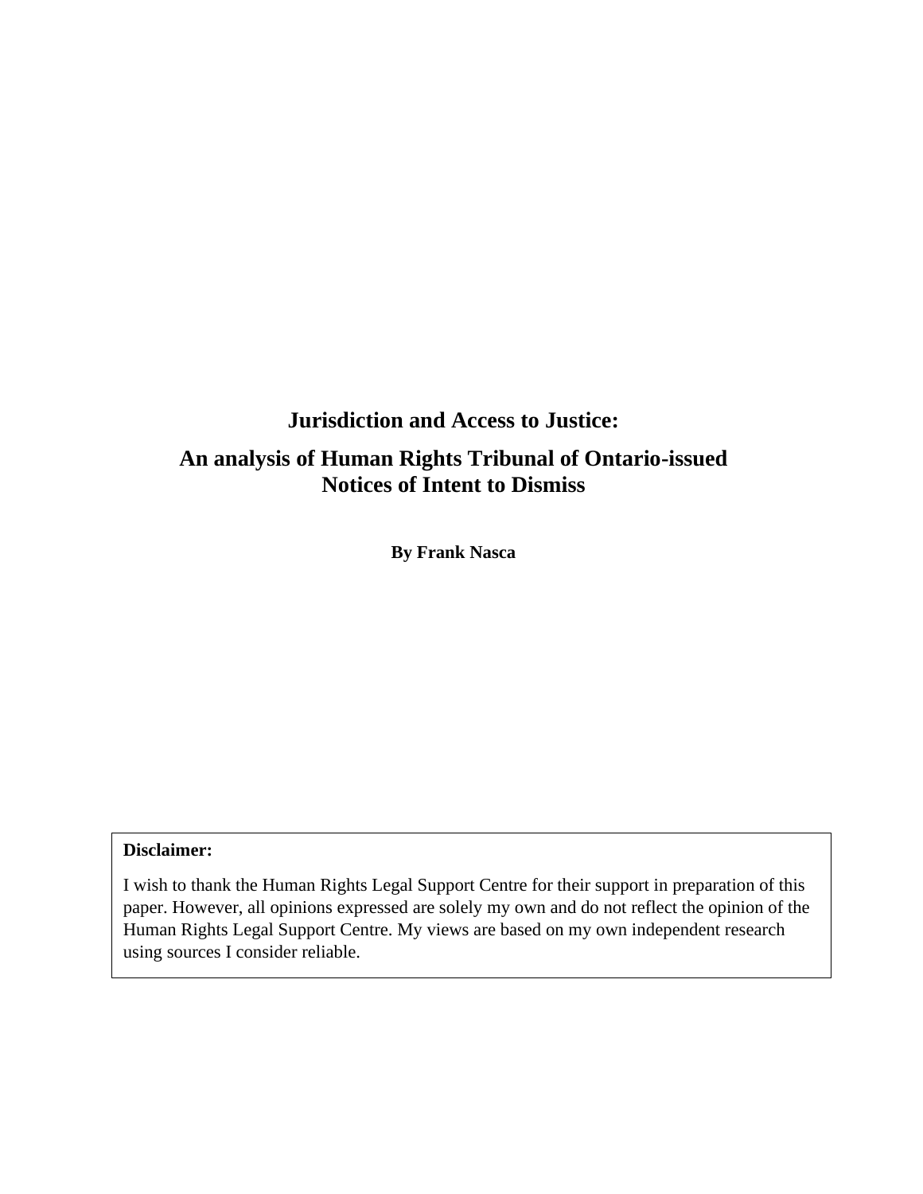# Jurisdiction and Access to Justice:

## An analysis of Human Rights Tribunal of Ontario-issued Notices of Intent to Dismiss

**By Frank Nasca**

**Disclaimer:**

I wish to thank the Human Rights Legal Support Centre for their support in preparation of this paper. However, all opinions expressed are solely my own and do not reflect the opinion of the Human Rights Legal Support Centre. My views are based on my own independent research using sources I consider reliable.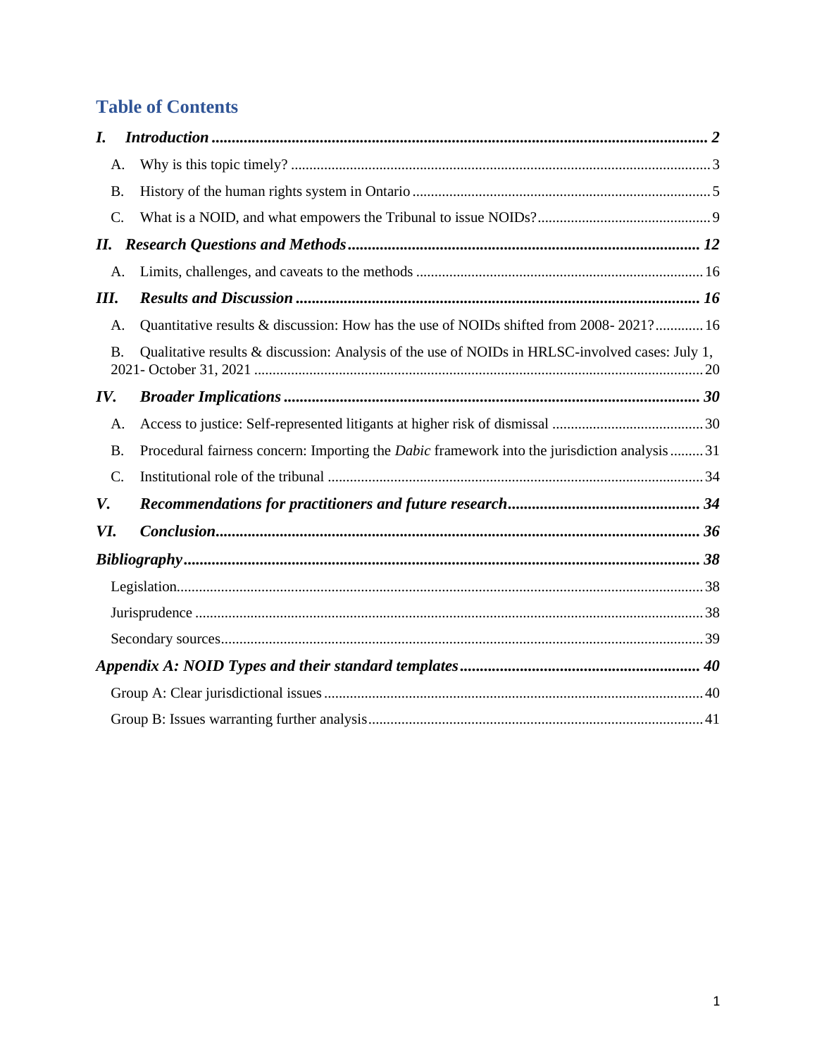## Table of Contents

- ***I. Introduction*** ..... **2**
  - A. Why is this topic timely? ..... 3
  - B. History of the human rights system in Ontario ..... 5
  - C. What is a NOID, and what empowers the Tribunal to issue NOIDs? ..... 9
- ***II. Research Questions and Methods*** ..... **12**
  - A. Limits, challenges, and caveats to the methods ..... 16
- ***III. Results and Discussion*** ..... **16**
  - A. Quantitative results & discussion: How has the use of NOIDs shifted from 2008- 2021? ..... 16
  - B. Qualitative results & discussion: Analysis of the use of NOIDs in HRLSC-involved cases: July 1, 2021- October 31, 2021 ..... 20
- ***IV. Broader Implications*** ..... **30**
  - A. Access to justice: Self-represented litigants at higher risk of dismissal ..... 30
  - B. Procedural fairness concern: Importing the *Dabic* framework into the jurisdiction analysis ..... 31
  - C. Institutional role of the tribunal ..... 34
- ***V. Recommendations for practitioners and future research*** ..... **34**
- ***VI. Conclusion*** ..... **36**
- ***Bibliography*** ..... **38**
  - Legislation ..... 38
  - Jurisprudence ..... 38
  - Secondary sources ..... 39
- ***Appendix A: NOID Types and their standard templates*** ..... **40**
  - Group A: Clear jurisdictional issues ..... 40
  - Group B: Issues warranting further analysis ..... 41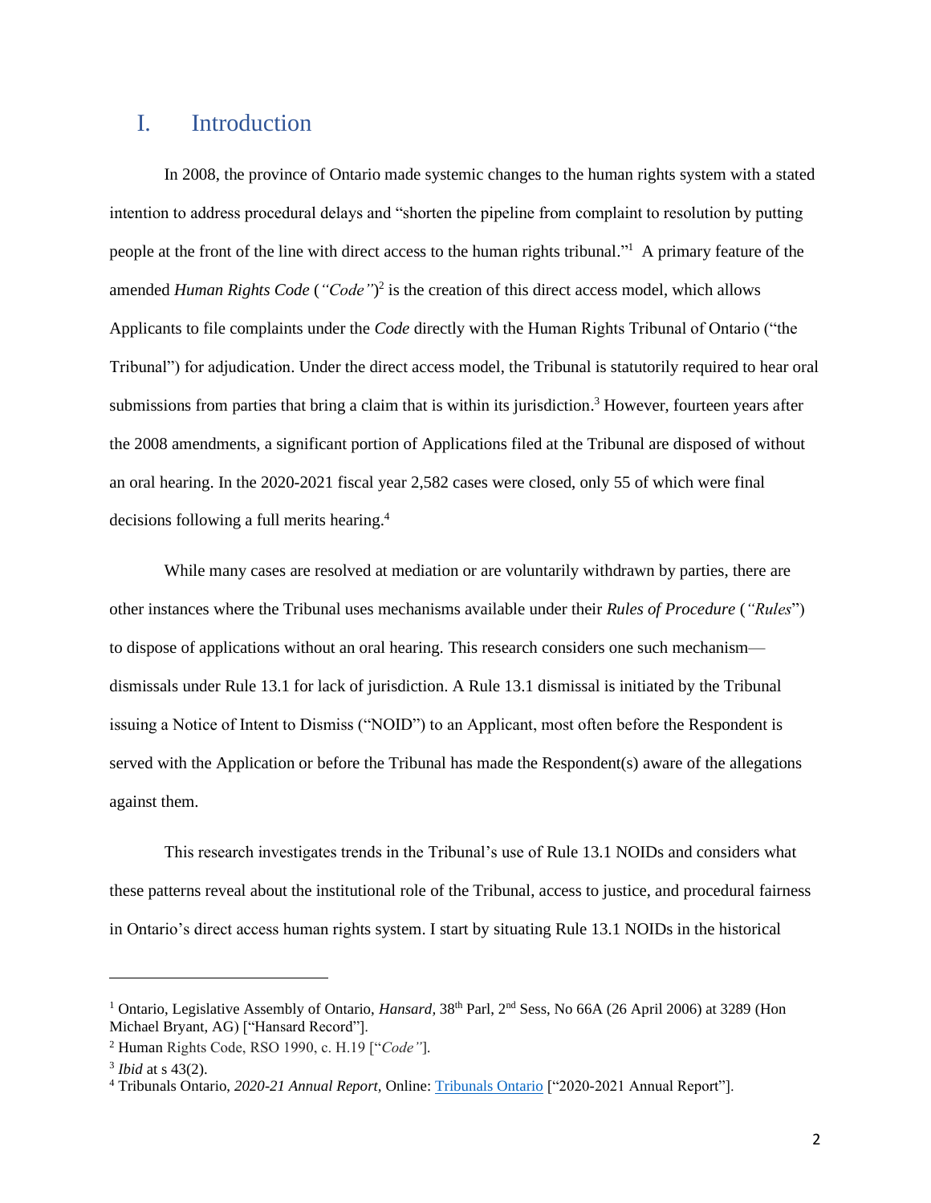# I. Introduction

In 2008, the province of Ontario made systemic changes to the human rights system with a stated intention to address procedural delays and "shorten the pipeline from complaint to resolution by putting people at the front of the line with direct access to the human rights tribunal."[1] A primary feature of the amended *Human Rights Code* (*"Code"*)[2] is the creation of this direct access model, which allows Applicants to file complaints under the *Code* directly with the Human Rights Tribunal of Ontario ("the Tribunal") for adjudication. Under the direct access model, the Tribunal is statutorily required to hear oral submissions from parties that bring a claim that is within its jurisdiction.[3] However, fourteen years after the 2008 amendments, a significant portion of Applications filed at the Tribunal are disposed of without an oral hearing. In the 2020-2021 fiscal year 2,582 cases were closed, only 55 of which were final decisions following a full merits hearing.[4]

While many cases are resolved at mediation or are voluntarily withdrawn by parties, there are other instances where the Tribunal uses mechanisms available under their *Rules of Procedure* (*"Rules"*) to dispose of applications without an oral hearing. This research considers one such mechanism—dismissals under Rule 13.1 for lack of jurisdiction. A Rule 13.1 dismissal is initiated by the Tribunal issuing a Notice of Intent to Dismiss ("NOID") to an Applicant, most often before the Respondent is served with the Application or before the Tribunal has made the Respondent(s) aware of the allegations against them.

This research investigates trends in the Tribunal's use of Rule 13.1 NOIDs and considers what these patterns reveal about the institutional role of the Tribunal, access to justice, and procedural fairness in Ontario's direct access human rights system. I start by situating Rule 13.1 NOIDs in the historical

---

[1] Ontario, Legislative Assembly of Ontario, *Hansard,* 38th Parl, 2nd Sess, No 66A (26 April 2006) at 3289 (Hon Michael Bryant, AG) ["Hansard Record"].

[2] Human Rights Code, RSO 1990, c. H.19 ["*Code"*].

[3] *Ibid* at s 43(2).

[4] Tribunals Ontario, *2020-21 Annual Report,* Online: [Tribunals Ontario] ["2020-2021 Annual Report"].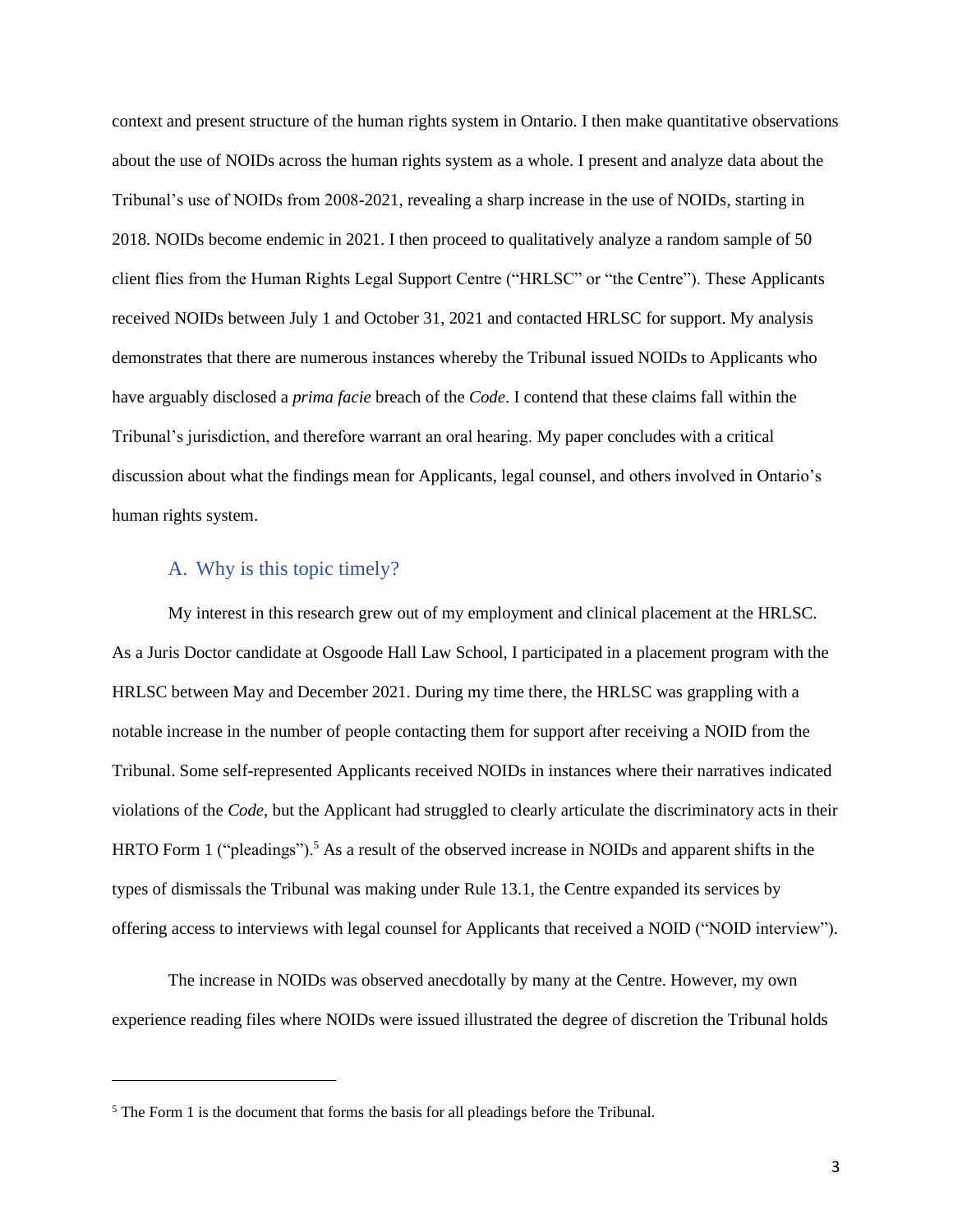context and present structure of the human rights system in Ontario. I then make quantitative observations about the use of NOIDs across the human rights system as a whole. I present and analyze data about the Tribunal's use of NOIDs from 2008-2021, revealing a sharp increase in the use of NOIDs, starting in 2018. NOIDs become endemic in 2021. I then proceed to qualitatively analyze a random sample of 50 client flies from the Human Rights Legal Support Centre ("HRLSC" or "the Centre"). These Applicants received NOIDs between July 1 and October 31, 2021 and contacted HRLSC for support. My analysis demonstrates that there are numerous instances whereby the Tribunal issued NOIDs to Applicants who have arguably disclosed a *prima facie* breach of the *Code*. I contend that these claims fall within the Tribunal's jurisdiction, and therefore warrant an oral hearing. My paper concludes with a critical discussion about what the findings mean for Applicants, legal counsel, and others involved in Ontario's human rights system.

## A. Why is this topic timely?

My interest in this research grew out of my employment and clinical placement at the HRLSC. As a Juris Doctor candidate at Osgoode Hall Law School, I participated in a placement program with the HRLSC between May and December 2021. During my time there, the HRLSC was grappling with a notable increase in the number of people contacting them for support after receiving a NOID from the Tribunal. Some self-represented Applicants received NOIDs in instances where their narratives indicated violations of the *Code*, but the Applicant had struggled to clearly articulate the discriminatory acts in their HRTO Form 1 ("pleadings").[5] As a result of the observed increase in NOIDs and apparent shifts in the types of dismissals the Tribunal was making under Rule 13.1, the Centre expanded its services by offering access to interviews with legal counsel for Applicants that received a NOID ("NOID interview").

The increase in NOIDs was observed anecdotally by many at the Centre. However, my own experience reading files where NOIDs were issued illustrated the degree of discretion the Tribunal holds

---

[5] The Form 1 is the document that forms the basis for all pleadings before the Tribunal.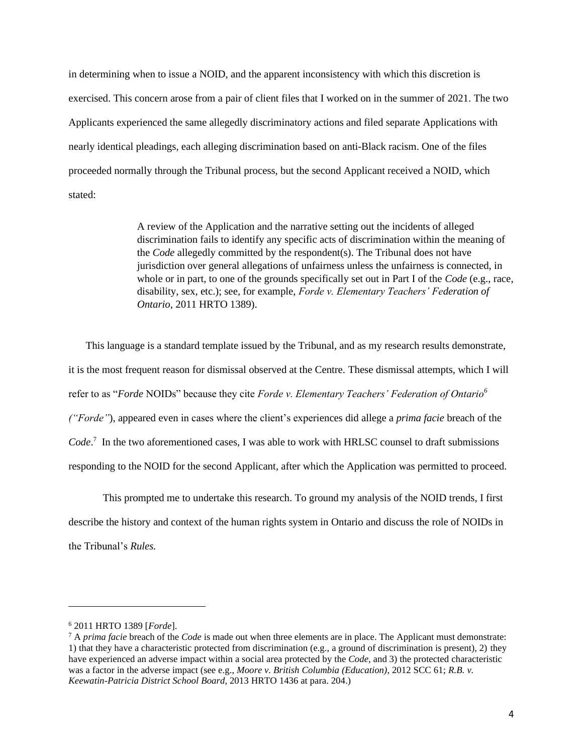in determining when to issue a NOID, and the apparent inconsistency with which this discretion is exercised. This concern arose from a pair of client files that I worked on in the summer of 2021. The two Applicants experienced the same allegedly discriminatory actions and filed separate Applications with nearly identical pleadings, each alleging discrimination based on anti-Black racism. One of the files proceeded normally through the Tribunal process, but the second Applicant received a NOID, which stated:

> A review of the Application and the narrative setting out the incidents of alleged discrimination fails to identify any specific acts of discrimination within the meaning of the *Code* allegedly committed by the respondent(s). The Tribunal does not have jurisdiction over general allegations of unfairness unless the unfairness is connected, in whole or in part, to one of the grounds specifically set out in Part I of the *Code* (e.g., race, disability, sex, etc.); see, for example, *Forde v. Elementary Teachers' Federation of Ontario*, 2011 HRTO 1389).

This language is a standard template issued by the Tribunal, and as my research results demonstrate, it is the most frequent reason for dismissal observed at the Centre. These dismissal attempts, which I will refer to as "*Forde* NOIDs" because they cite *Forde v. Elementary Teachers' Federation of Ontario*[6] *("Forde")*, appeared even in cases where the client's experiences did allege a *prima facie* breach of the *Code*.[7] In the two aforementioned cases, I was able to work with HRLSC counsel to draft submissions responding to the NOID for the second Applicant, after which the Application was permitted to proceed.

This prompted me to undertake this research. To ground my analysis of the NOID trends, I first describe the history and context of the human rights system in Ontario and discuss the role of NOIDs in the Tribunal's *Rules.*

---

[6] 2011 HRTO 1389 [*Forde*].

[7] A *prima facie* breach of the *Code* is made out when three elements are in place. The Applicant must demonstrate: 1) that they have a characteristic protected from discrimination (e.g., a ground of discrimination is present), 2) they have experienced an adverse impact within a social area protected by the *Code*, and 3) the protected characteristic was a factor in the adverse impact (see e.g., *Moore v. British Columbia (Education)*, 2012 SCC 61; *R.B. v. Keewatin-Patricia District School Board*, 2013 HRTO 1436 at para. 204.)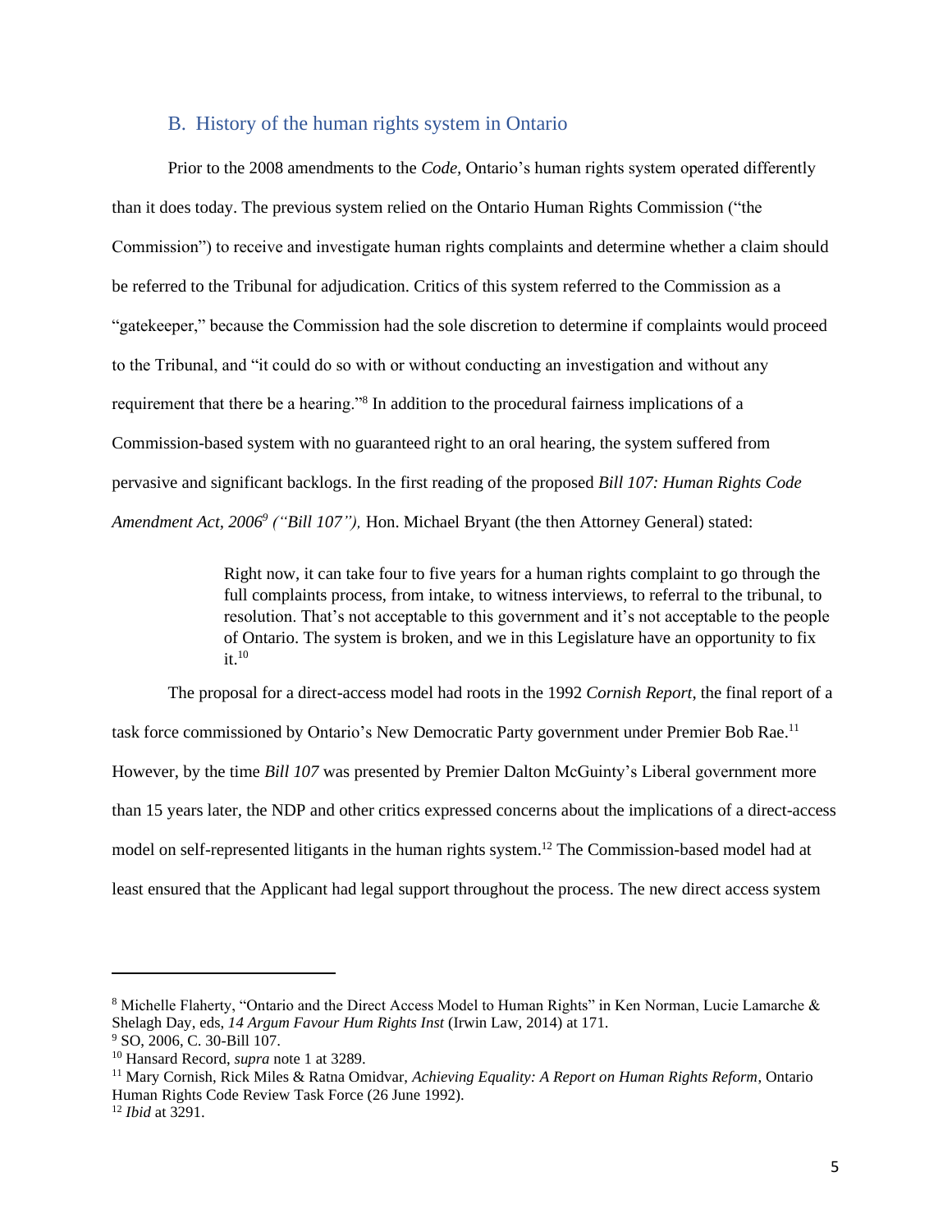## B. History of the human rights system in Ontario

Prior to the 2008 amendments to the *Code*, Ontario's human rights system operated differently than it does today. The previous system relied on the Ontario Human Rights Commission ("the Commission") to receive and investigate human rights complaints and determine whether a claim should be referred to the Tribunal for adjudication. Critics of this system referred to the Commission as a "gatekeeper," because the Commission had the sole discretion to determine if complaints would proceed to the Tribunal, and "it could do so with or without conducting an investigation and without any requirement that there be a hearing."[8] In addition to the procedural fairness implications of a Commission-based system with no guaranteed right to an oral hearing, the system suffered from pervasive and significant backlogs. In the first reading of the proposed *Bill 107: Human Rights Code Amendment Act, 2006*[9] *("Bill 107"),* Hon. Michael Bryant (the then Attorney General) stated:

> Right now, it can take four to five years for a human rights complaint to go through the full complaints process, from intake, to witness interviews, to referral to the tribunal, to resolution. That's not acceptable to this government and it's not acceptable to the people of Ontario. The system is broken, and we in this Legislature have an opportunity to fix it.[10]

The proposal for a direct-access model had roots in the 1992 *Cornish Report*, the final report of a task force commissioned by Ontario's New Democratic Party government under Premier Bob Rae.[11] However, by the time *Bill 107* was presented by Premier Dalton McGuinty's Liberal government more than 15 years later, the NDP and other critics expressed concerns about the implications of a direct-access model on self-represented litigants in the human rights system.[12] The Commission-based model had at least ensured that the Applicant had legal support throughout the process. The new direct access system

---

[8] Michelle Flaherty, "Ontario and the Direct Access Model to Human Rights" in Ken Norman, Lucie Lamarche & Shelagh Day, eds, *14 Argum Favour Hum Rights Inst* (Irwin Law, 2014) at 171.

[9] SO, 2006, C. 30-Bill 107.

[10] Hansard Record, *supra* note 1 at 3289.

[11] Mary Cornish, Rick Miles & Ratna Omidvar, *Achieving Equality: A Report on Human Rights Reform*, Ontario Human Rights Code Review Task Force (26 June 1992).

[12] *Ibid* at 3291.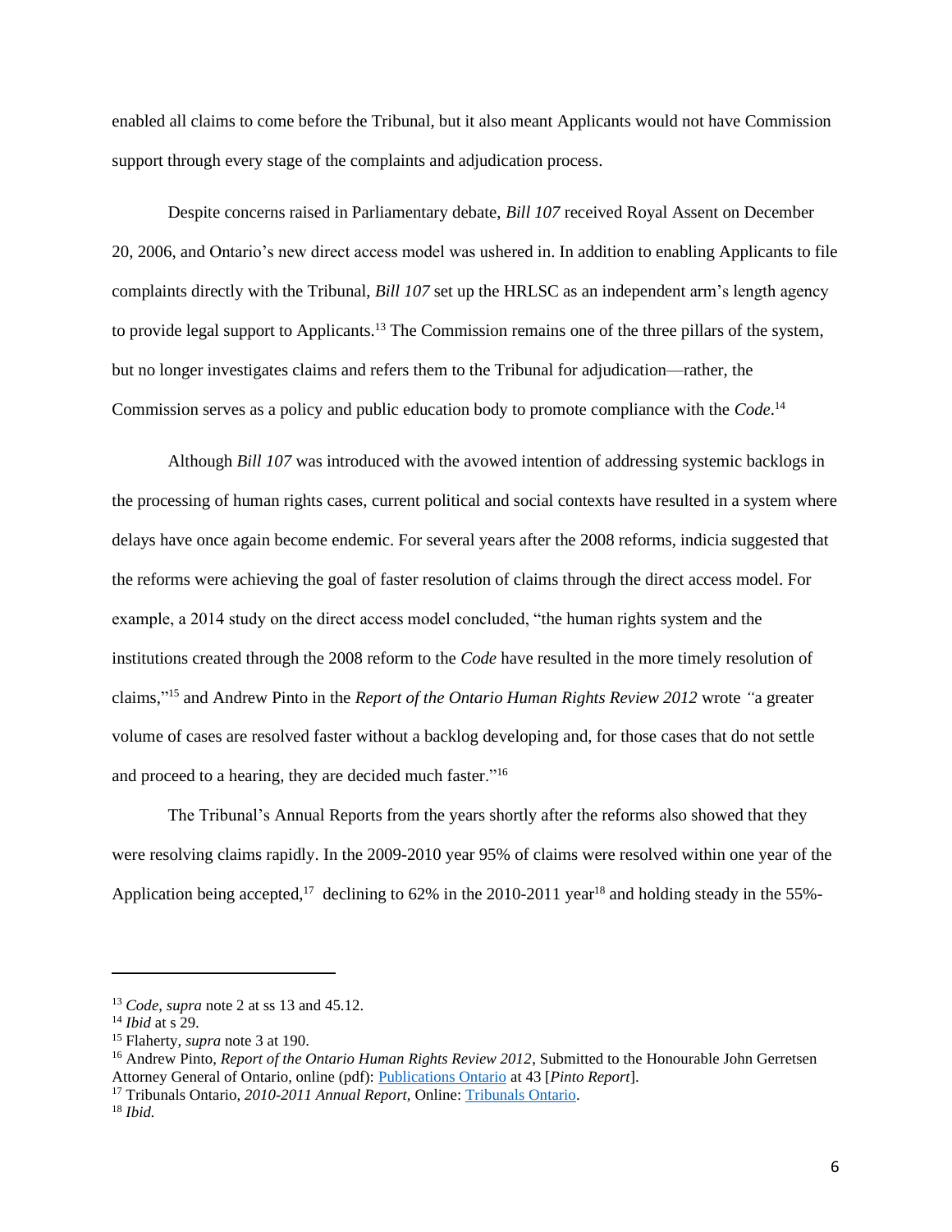enabled all claims to come before the Tribunal, but it also meant Applicants would not have Commission support through every stage of the complaints and adjudication process.

Despite concerns raised in Parliamentary debate, *Bill 107* received Royal Assent on December 20, 2006, and Ontario's new direct access model was ushered in. In addition to enabling Applicants to file complaints directly with the Tribunal, *Bill 107* set up the HRLSC as an independent arm's length agency to provide legal support to Applicants.[13] The Commission remains one of the three pillars of the system, but no longer investigates claims and refers them to the Tribunal for adjudication—rather, the Commission serves as a policy and public education body to promote compliance with the *Code*.[14]

Although *Bill 107* was introduced with the avowed intention of addressing systemic backlogs in the processing of human rights cases, current political and social contexts have resulted in a system where delays have once again become endemic. For several years after the 2008 reforms, indicia suggested that the reforms were achieving the goal of faster resolution of claims through the direct access model. For example, a 2014 study on the direct access model concluded, "the human rights system and the institutions created through the 2008 reform to the *Code* have resulted in the more timely resolution of claims,"[15] and Andrew Pinto in the *Report of the Ontario Human Rights Review 2012* wrote "a greater volume of cases are resolved faster without a backlog developing and, for those cases that do not settle and proceed to a hearing, they are decided much faster."[16]

The Tribunal's Annual Reports from the years shortly after the reforms also showed that they were resolving claims rapidly. In the 2009-2010 year 95% of claims were resolved within one year of the Application being accepted,[17] declining to 62% in the 2010-2011 year[18] and holding steady in the 55%-

---

[13] *Code, supra* note 2 at ss 13 and 45.12.
[14] *Ibid* at s 29.
[15] Flaherty, *supra* note 3 at 190.
[16] Andrew Pinto, *Report of the Ontario Human Rights Review 2012*, Submitted to the Honourable John Gerretsen Attorney General of Ontario, online (pdf): Publications Ontario at 43 [*Pinto Report*].
[17] Tribunals Ontario, *2010-2011 Annual Report*, Online: Tribunals Ontario.
[18] *Ibid.*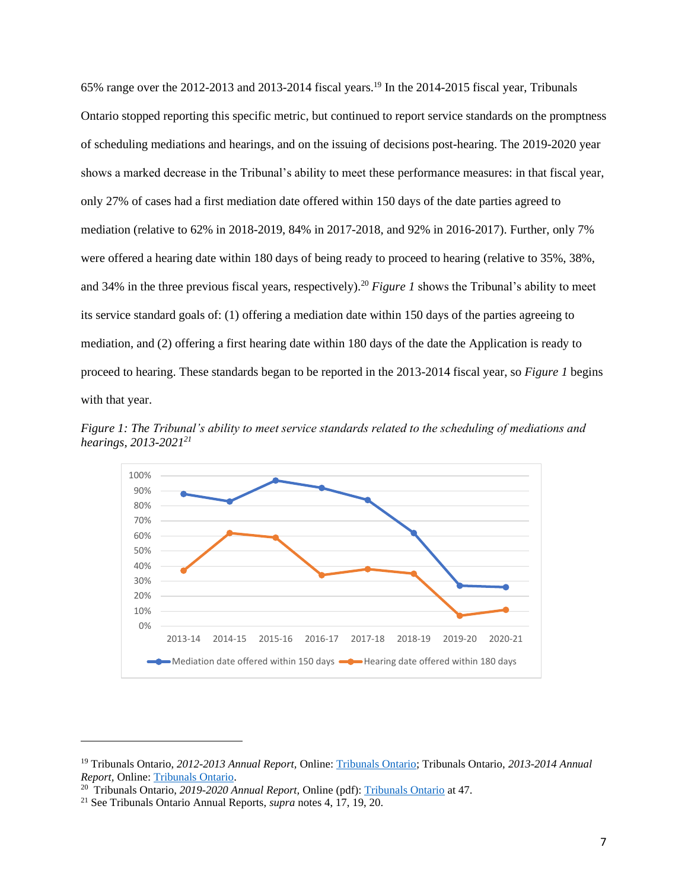65% range over the 2012-2013 and 2013-2014 fiscal years.[19] In the 2014-2015 fiscal year, Tribunals Ontario stopped reporting this specific metric, but continued to report service standards on the promptness of scheduling mediations and hearings, and on the issuing of decisions post-hearing. The 2019-2020 year shows a marked decrease in the Tribunal's ability to meet these performance measures: in that fiscal year, only 27% of cases had a first mediation date offered within 150 days of the date parties agreed to mediation (relative to 62% in 2018-2019, 84% in 2017-2018, and 92% in 2016-2017). Further, only 7% were offered a hearing date within 180 days of being ready to proceed to hearing (relative to 35%, 38%, and 34% in the three previous fiscal years, respectively).[20] *Figure 1* shows the Tribunal's ability to meet its service standard goals of: (1) offering a mediation date within 150 days of the parties agreeing to mediation, and (2) offering a first hearing date within 180 days of the date the Application is ready to proceed to hearing. These standards began to be reported in the 2013-2014 fiscal year, so *Figure 1* begins with that year.

*Figure 1: The Tribunal's ability to meet service standards related to the scheduling of mediations and hearings, 2013-2021*[21]

---

[19] Tribunals Ontario, *2012-2013 Annual Report*, Online: Tribunals Ontario; Tribunals Ontario, *2013-2014 Annual Report*, Online: Tribunals Ontario.

[20] Tribunals Ontario, *2019-2020 Annual Report*, Online (pdf): Tribunals Ontario at 47.

[21] See Tribunals Ontario Annual Reports, *supra* notes 4, 17, 19, 20.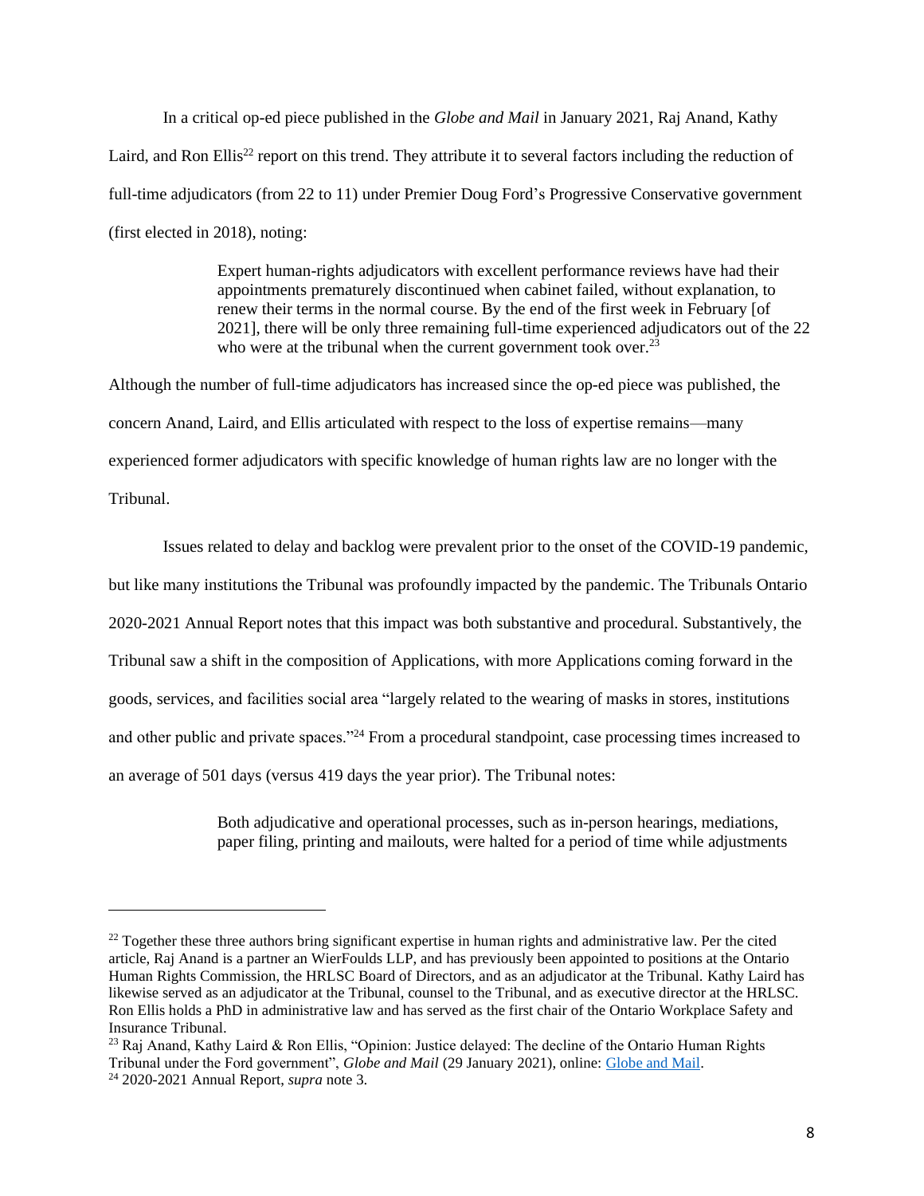In a critical op-ed piece published in the *Globe and Mail* in January 2021, Raj Anand, Kathy Laird, and Ron Ellis[22] report on this trend. They attribute it to several factors including the reduction of full-time adjudicators (from 22 to 11) under Premier Doug Ford's Progressive Conservative government (first elected in 2018), noting:

> Expert human-rights adjudicators with excellent performance reviews have had their appointments prematurely discontinued when cabinet failed, without explanation, to renew their terms in the normal course. By the end of the first week in February [of 2021], there will be only three remaining full-time experienced adjudicators out of the 22 who were at the tribunal when the current government took over.[23]

Although the number of full-time adjudicators has increased since the op-ed piece was published, the concern Anand, Laird, and Ellis articulated with respect to the loss of expertise remains—many experienced former adjudicators with specific knowledge of human rights law are no longer with the Tribunal.

Issues related to delay and backlog were prevalent prior to the onset of the COVID-19 pandemic, but like many institutions the Tribunal was profoundly impacted by the pandemic. The Tribunals Ontario 2020-2021 Annual Report notes that this impact was both substantive and procedural. Substantively, the Tribunal saw a shift in the composition of Applications, with more Applications coming forward in the goods, services, and facilities social area "largely related to the wearing of masks in stores, institutions and other public and private spaces."[24] From a procedural standpoint, case processing times increased to an average of 501 days (versus 419 days the year prior). The Tribunal notes:

> Both adjudicative and operational processes, such as in-person hearings, mediations, paper filing, printing and mailouts, were halted for a period of time while adjustments

---

[22] Together these three authors bring significant expertise in human rights and administrative law. Per the cited article, Raj Anand is a partner an WierFoulds LLP, and has previously been appointed to positions at the Ontario Human Rights Commission, the HRLSC Board of Directors, and as an adjudicator at the Tribunal. Kathy Laird has likewise served as an adjudicator at the Tribunal, counsel to the Tribunal, and as executive director at the HRLSC. Ron Ellis holds a PhD in administrative law and has served as the first chair of the Ontario Workplace Safety and Insurance Tribunal.

[23] Raj Anand, Kathy Laird & Ron Ellis, "Opinion: Justice delayed: The decline of the Ontario Human Rights Tribunal under the Ford government", *Globe and Mail* (29 January 2021), online: Globe and Mail.

[24] 2020-2021 Annual Report, *supra* note 3.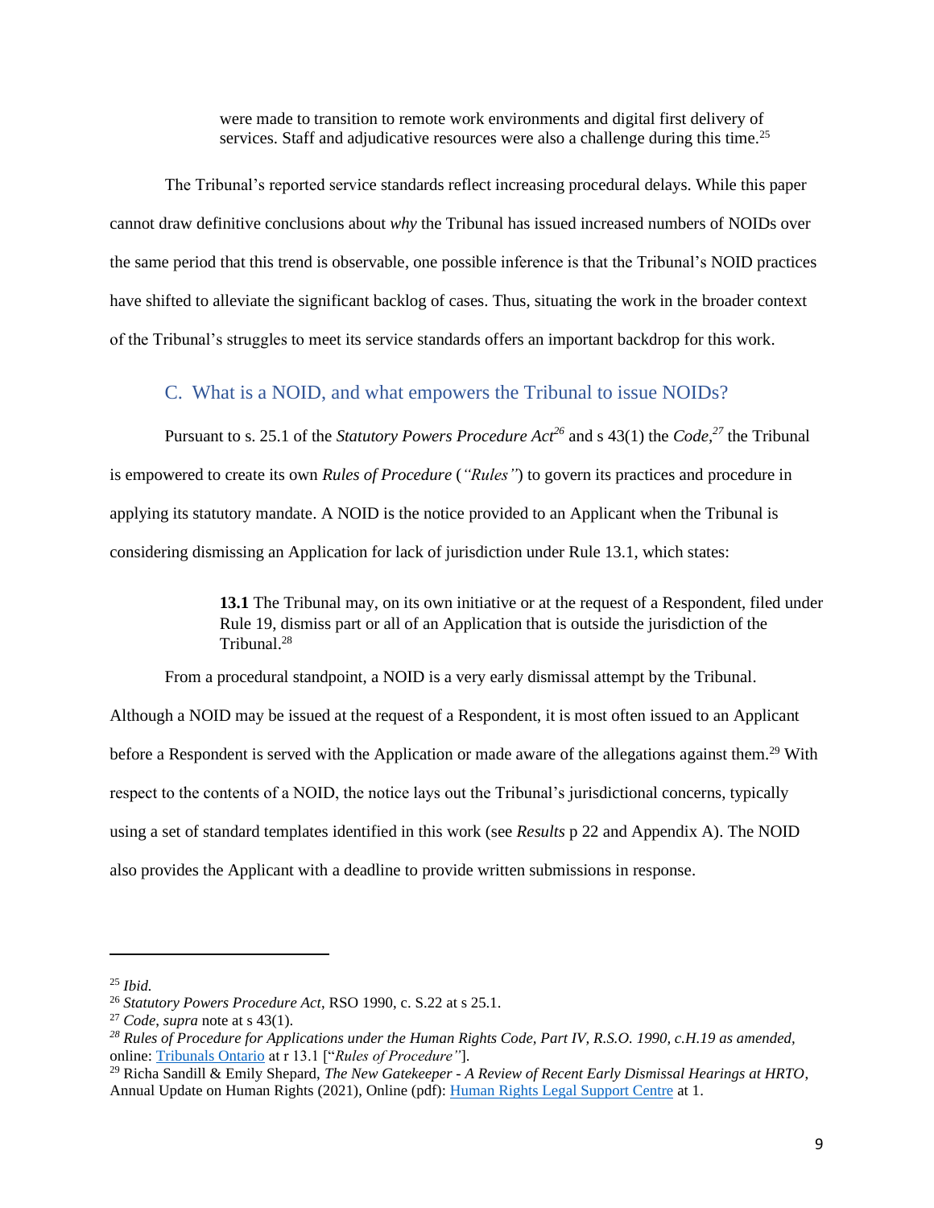> were made to transition to remote work environments and digital first delivery of services. Staff and adjudicative resources were also a challenge during this time.[25]

The Tribunal's reported service standards reflect increasing procedural delays. While this paper cannot draw definitive conclusions about *why* the Tribunal has issued increased numbers of NOIDs over the same period that this trend is observable, one possible inference is that the Tribunal's NOID practices have shifted to alleviate the significant backlog of cases. Thus, situating the work in the broader context of the Tribunal's struggles to meet its service standards offers an important backdrop for this work.

## C. What is a NOID, and what empowers the Tribunal to issue NOIDs?

Pursuant to s. 25.1 of the *Statutory Powers Procedure Act*[26] and s 43(1) the *Code*,[27] the Tribunal is empowered to create its own *Rules of Procedure* (*"Rules"*) to govern its practices and procedure in applying its statutory mandate. A NOID is the notice provided to an Applicant when the Tribunal is considering dismissing an Application for lack of jurisdiction under Rule 13.1, which states:

> **13.1** The Tribunal may, on its own initiative or at the request of a Respondent, filed under Rule 19, dismiss part or all of an Application that is outside the jurisdiction of the Tribunal.[28]

From a procedural standpoint, a NOID is a very early dismissal attempt by the Tribunal. Although a NOID may be issued at the request of a Respondent, it is most often issued to an Applicant before a Respondent is served with the Application or made aware of the allegations against them.[29] With respect to the contents of a NOID, the notice lays out the Tribunal's jurisdictional concerns, typically using a set of standard templates identified in this work (see *Results* p 22 and Appendix A). The NOID also provides the Applicant with a deadline to provide written submissions in response.

---

[25] *Ibid.*

[26] *Statutory Powers Procedure Act*, RSO 1990, c. S.22 at s 25.1.

[27] *Code*, *supra* note at s 43(1).

[28] *Rules of Procedure for Applications under the Human Rights Code, Part IV, R.S.O. 1990, c.H.19 as amended*, online: Tribunals Ontario at r 13.1 ["*Rules of Procedure"*].

[29] Richa Sandill & Emily Shepard, *The New Gatekeeper - A Review of Recent Early Dismissal Hearings at HRTO*, Annual Update on Human Rights (2021), Online (pdf): Human Rights Legal Support Centre at 1.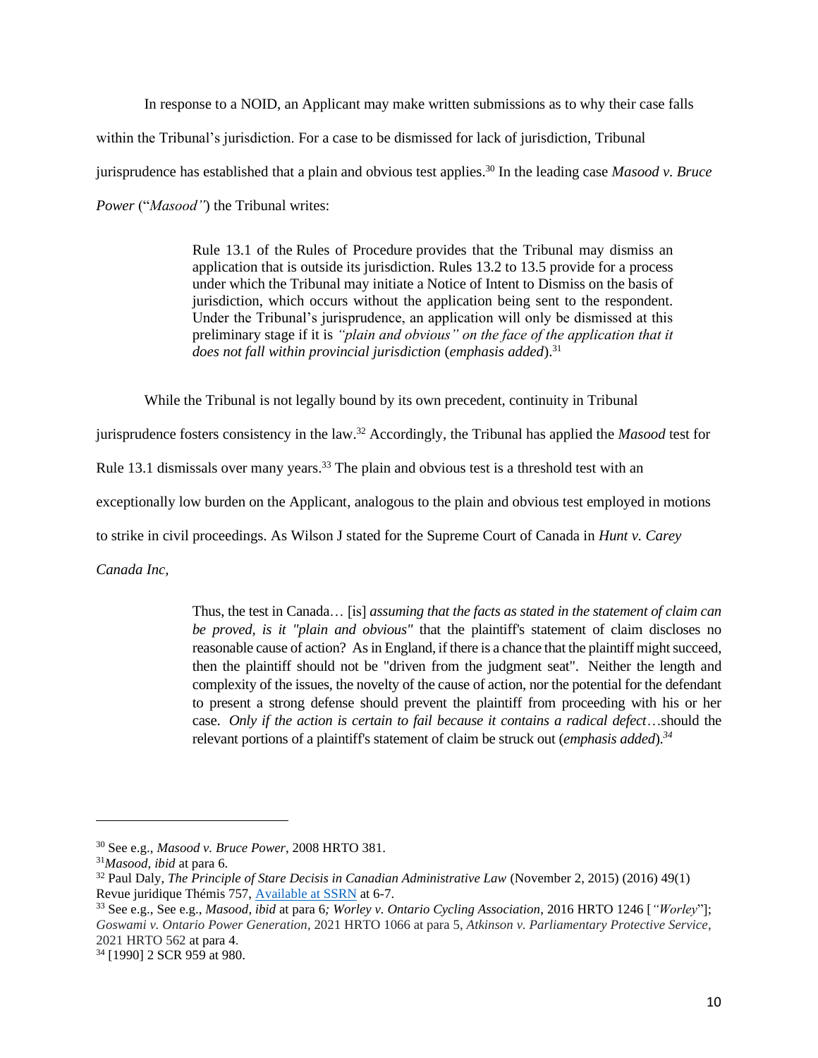In response to a NOID, an Applicant may make written submissions as to why their case falls within the Tribunal's jurisdiction. For a case to be dismissed for lack of jurisdiction, Tribunal jurisprudence has established that a plain and obvious test applies.[30] In the leading case *Masood v. Bruce Power* ("*Masood"*) the Tribunal writes:

> Rule 13.1 of the Rules of Procedure provides that the Tribunal may dismiss an application that is outside its jurisdiction. Rules 13.2 to 13.5 provide for a process under which the Tribunal may initiate a Notice of Intent to Dismiss on the basis of jurisdiction, which occurs without the application being sent to the respondent. Under the Tribunal's jurisprudence, an application will only be dismissed at this preliminary stage if it is *"plain and obvious" on the face of the application that it does not fall within provincial jurisdiction* (*emphasis added*).[31]

While the Tribunal is not legally bound by its own precedent, continuity in Tribunal jurisprudence fosters consistency in the law.[32] Accordingly, the Tribunal has applied the *Masood* test for Rule 13.1 dismissals over many years.[33] The plain and obvious test is a threshold test with an exceptionally low burden on the Applicant, analogous to the plain and obvious test employed in motions to strike in civil proceedings. As Wilson J stated for the Supreme Court of Canada in *Hunt v. Carey Canada Inc*,

> Thus, the test in Canada… [is] *assuming that the facts as stated in the statement of claim can be proved, is it "plain and obvious"* that the plaintiff's statement of claim discloses no reasonable cause of action? As in England, if there is a chance that the plaintiff might succeed, then the plaintiff should not be "driven from the judgment seat". Neither the length and complexity of the issues, the novelty of the cause of action, nor the potential for the defendant to present a strong defense should prevent the plaintiff from proceeding with his or her case. *Only if the action is certain to fail because it contains a radical defect*…should the relevant portions of a plaintiff's statement of claim be struck out (*emphasis added*).[34]

---

[30] See e.g., *Masood v. Bruce Power*, 2008 HRTO 381.

[31] *Masood, ibid* at para 6.

[32] Paul Daly, *The Principle of Stare Decisis in Canadian Administrative Law* (November 2, 2015) (2016) 49(1) Revue juridique Thémis 757, Available at SSRN at 6-7.

[33] See e.g., See e.g., *Masood, ibid* at para 6*; Worley v. Ontario Cycling Association*, 2016 HRTO 1246 [*"Worley*"]; *Goswami v. Ontario Power Generation*, 2021 HRTO 1066 at para 5, *Atkinson v. Parliamentary Protective Service*, 2021 HRTO 562 at para 4.

[34] [1990] 2 SCR 959 at 980.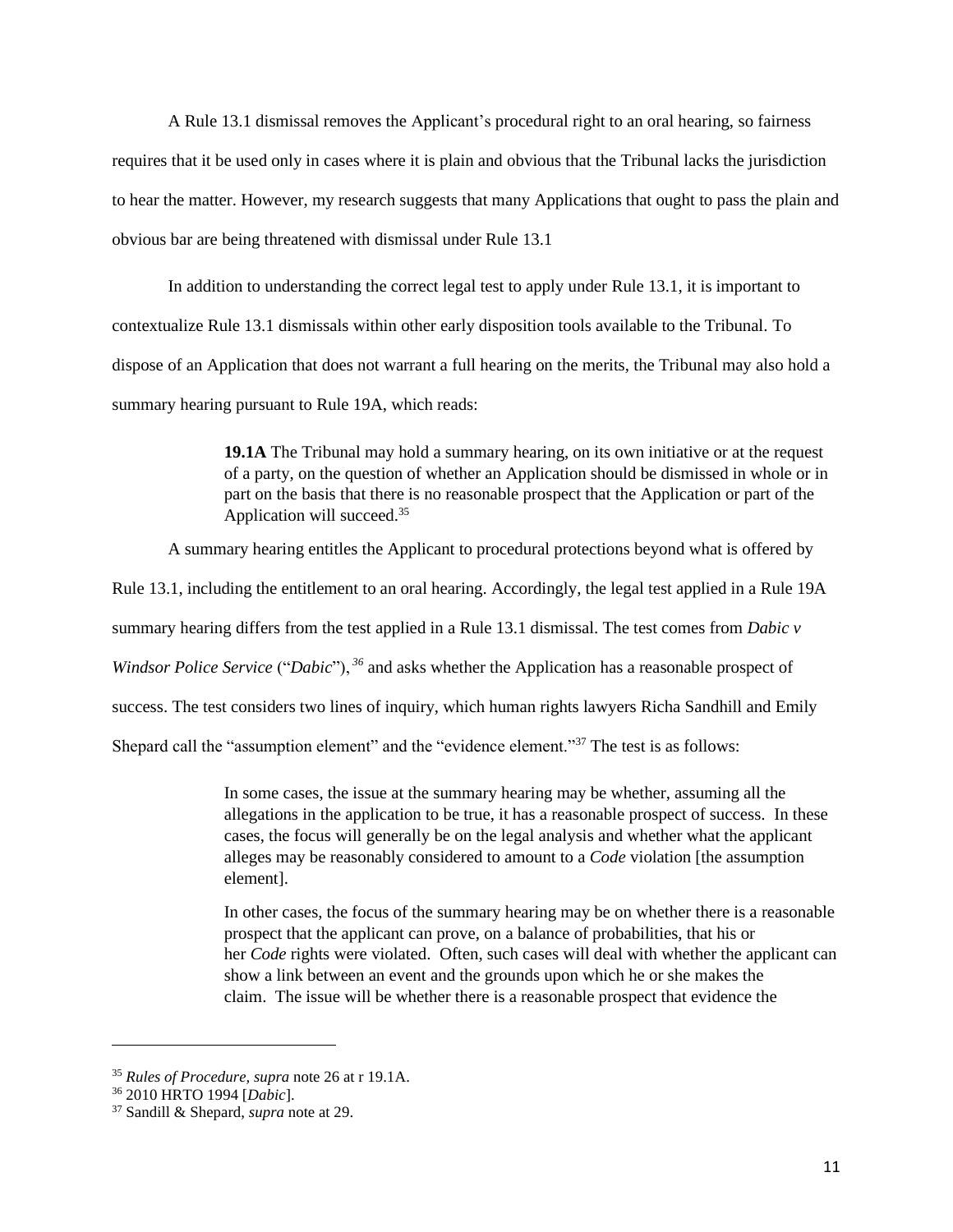A Rule 13.1 dismissal removes the Applicant's procedural right to an oral hearing, so fairness requires that it be used only in cases where it is plain and obvious that the Tribunal lacks the jurisdiction to hear the matter. However, my research suggests that many Applications that ought to pass the plain and obvious bar are being threatened with dismissal under Rule 13.1

In addition to understanding the correct legal test to apply under Rule 13.1, it is important to contextualize Rule 13.1 dismissals within other early disposition tools available to the Tribunal. To dispose of an Application that does not warrant a full hearing on the merits, the Tribunal may also hold a summary hearing pursuant to Rule 19A, which reads:

> **19.1A** The Tribunal may hold a summary hearing, on its own initiative or at the request of a party, on the question of whether an Application should be dismissed in whole or in part on the basis that there is no reasonable prospect that the Application or part of the Application will succeed.[35]

A summary hearing entitles the Applicant to procedural protections beyond what is offered by Rule 13.1, including the entitlement to an oral hearing. Accordingly, the legal test applied in a Rule 19A summary hearing differs from the test applied in a Rule 13.1 dismissal. The test comes from *Dabic v Windsor Police Service* ("*Dabic*"),[36] and asks whether the Application has a reasonable prospect of success. The test considers two lines of inquiry, which human rights lawyers Richa Sandhill and Emily Shepard call the "assumption element" and the "evidence element."[37] The test is as follows:

> In some cases, the issue at the summary hearing may be whether, assuming all the allegations in the application to be true, it has a reasonable prospect of success. In these cases, the focus will generally be on the legal analysis and whether what the applicant alleges may be reasonably considered to amount to a *Code* violation [the assumption element].
>
> In other cases, the focus of the summary hearing may be on whether there is a reasonable prospect that the applicant can prove, on a balance of probabilities, that his or her *Code* rights were violated. Often, such cases will deal with whether the applicant can show a link between an event and the grounds upon which he or she makes the claim. The issue will be whether there is a reasonable prospect that evidence the

---

[35] *Rules of Procedure*, *supra* note 26 at r 19.1A.

[36] 2010 HRTO 1994 [*Dabic*].

[37] Sandill & Shepard, *supra* note at 29.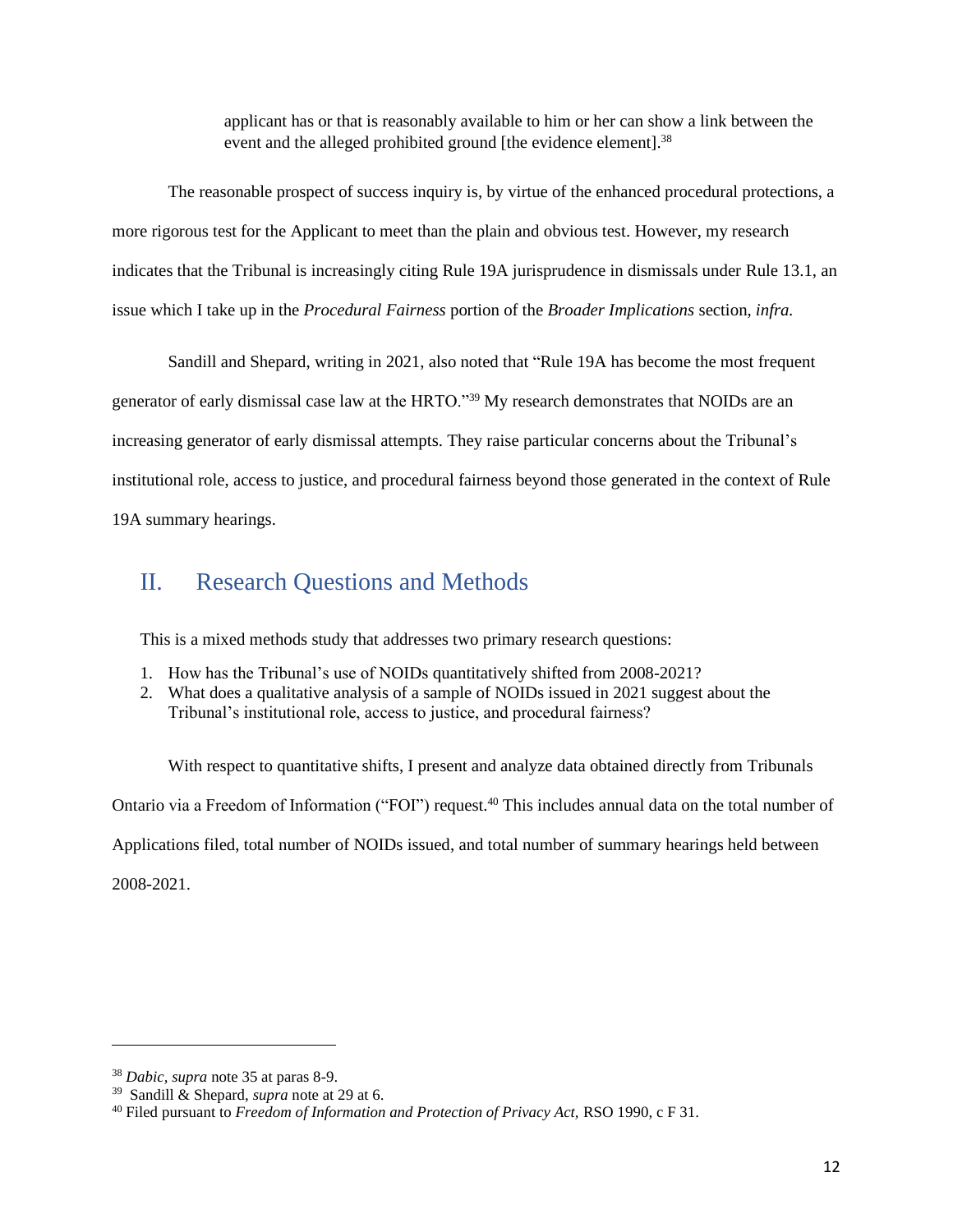> applicant has or that is reasonably available to him or her can show a link between the event and the alleged prohibited ground [the evidence element].[38]

The reasonable prospect of success inquiry is, by virtue of the enhanced procedural protections, a more rigorous test for the Applicant to meet than the plain and obvious test. However, my research indicates that the Tribunal is increasingly citing Rule 19A jurisprudence in dismissals under Rule 13.1, an issue which I take up in the *Procedural Fairness* portion of the *Broader Implications* section, *infra.*

Sandill and Shepard, writing in 2021, also noted that "Rule 19A has become the most frequent generator of early dismissal case law at the HRTO."[39] My research demonstrates that NOIDs are an increasing generator of early dismissal attempts. They raise particular concerns about the Tribunal's institutional role, access to justice, and procedural fairness beyond those generated in the context of Rule 19A summary hearings.

## II. Research Questions and Methods

This is a mixed methods study that addresses two primary research questions:

1. How has the Tribunal's use of NOIDs quantitatively shifted from 2008-2021?
2. What does a qualitative analysis of a sample of NOIDs issued in 2021 suggest about the Tribunal's institutional role, access to justice, and procedural fairness?

With respect to quantitative shifts, I present and analyze data obtained directly from Tribunals Ontario via a Freedom of Information ("FOI") request.[40] This includes annual data on the total number of Applications filed, total number of NOIDs issued, and total number of summary hearings held between 2008-2021.

---

[38] *Dabic, supra* note 35 at paras 8-9.
[39] Sandill & Shepard, *supra* note at 29 at 6.
[40] Filed pursuant to *Freedom of Information and Protection of Privacy Act,* RSO 1990, c F 31.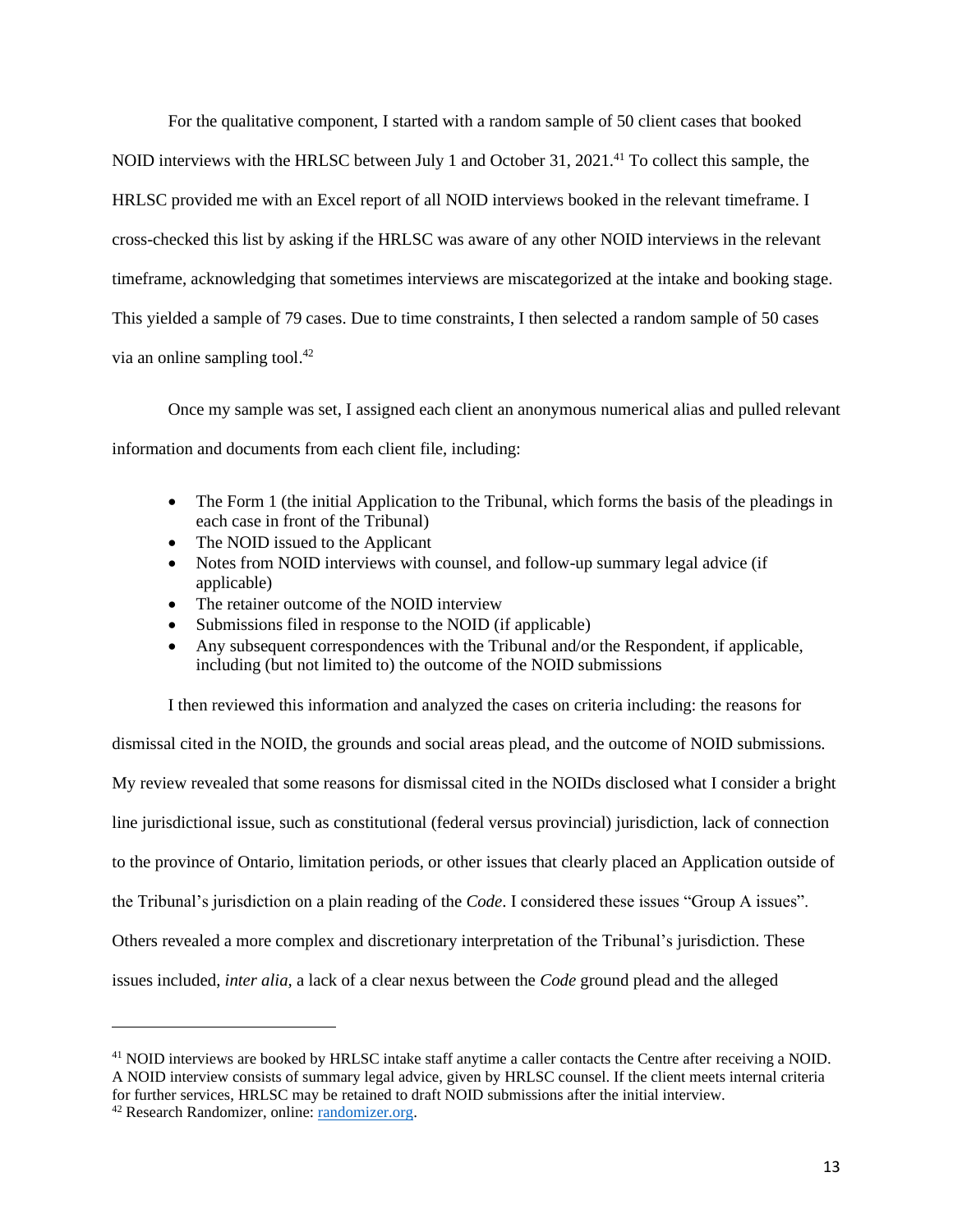For the qualitative component, I started with a random sample of 50 client cases that booked NOID interviews with the HRLSC between July 1 and October 31, 2021.[41] To collect this sample, the HRLSC provided me with an Excel report of all NOID interviews booked in the relevant timeframe. I cross-checked this list by asking if the HRLSC was aware of any other NOID interviews in the relevant timeframe, acknowledging that sometimes interviews are miscategorized at the intake and booking stage. This yielded a sample of 79 cases. Due to time constraints, I then selected a random sample of 50 cases via an online sampling tool.[42]

Once my sample was set, I assigned each client an anonymous numerical alias and pulled relevant information and documents from each client file, including:

- The Form 1 (the initial Application to the Tribunal, which forms the basis of the pleadings in each case in front of the Tribunal)
- The NOID issued to the Applicant
- Notes from NOID interviews with counsel, and follow-up summary legal advice (if applicable)
- The retainer outcome of the NOID interview
- Submissions filed in response to the NOID (if applicable)
- Any subsequent correspondences with the Tribunal and/or the Respondent, if applicable, including (but not limited to) the outcome of the NOID submissions

I then reviewed this information and analyzed the cases on criteria including: the reasons for dismissal cited in the NOID, the grounds and social areas plead, and the outcome of NOID submissions. My review revealed that some reasons for dismissal cited in the NOIDs disclosed what I consider a bright line jurisdictional issue, such as constitutional (federal versus provincial) jurisdiction, lack of connection to the province of Ontario, limitation periods, or other issues that clearly placed an Application outside of the Tribunal's jurisdiction on a plain reading of the *Code*. I considered these issues "Group A issues". Others revealed a more complex and discretionary interpretation of the Tribunal's jurisdiction. These issues included, *inter alia*, a lack of a clear nexus between the *Code* ground plead and the alleged

---

[41] NOID interviews are booked by HRLSC intake staff anytime a caller contacts the Centre after receiving a NOID. A NOID interview consists of summary legal advice, given by HRLSC counsel. If the client meets internal criteria for further services, HRLSC may be retained to draft NOID submissions after the initial interview.

[42] Research Randomizer, online: [randomizer.org](randomizer.org).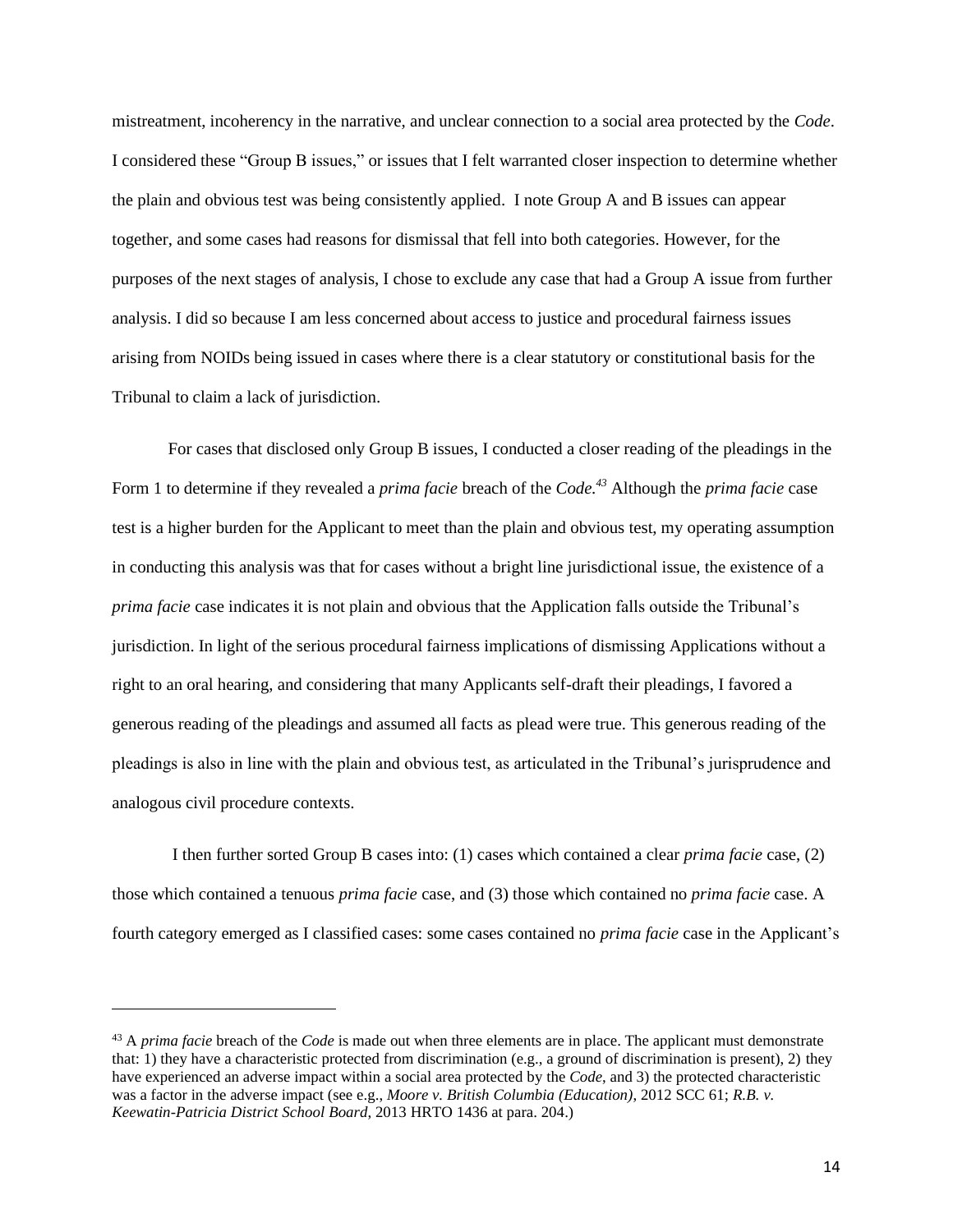mistreatment, incoherency in the narrative, and unclear connection to a social area protected by the *Code*. I considered these "Group B issues," or issues that I felt warranted closer inspection to determine whether the plain and obvious test was being consistently applied. I note Group A and B issues can appear together, and some cases had reasons for dismissal that fell into both categories. However, for the purposes of the next stages of analysis, I chose to exclude any case that had a Group A issue from further analysis. I did so because I am less concerned about access to justice and procedural fairness issues arising from NOIDs being issued in cases where there is a clear statutory or constitutional basis for the Tribunal to claim a lack of jurisdiction.

For cases that disclosed only Group B issues, I conducted a closer reading of the pleadings in the Form 1 to determine if they revealed a *prima facie* breach of the *Code*.[43] Although the *prima facie* case test is a higher burden for the Applicant to meet than the plain and obvious test, my operating assumption in conducting this analysis was that for cases without a bright line jurisdictional issue, the existence of a *prima facie* case indicates it is not plain and obvious that the Application falls outside the Tribunal's jurisdiction. In light of the serious procedural fairness implications of dismissing Applications without a right to an oral hearing, and considering that many Applicants self-draft their pleadings, I favored a generous reading of the pleadings and assumed all facts as plead were true. This generous reading of the pleadings is also in line with the plain and obvious test, as articulated in the Tribunal's jurisprudence and analogous civil procedure contexts.

I then further sorted Group B cases into: (1) cases which contained a clear *prima facie* case, (2) those which contained a tenuous *prima facie* case, and (3) those which contained no *prima facie* case. A fourth category emerged as I classified cases: some cases contained no *prima facie* case in the Applicant's

---

[43] A *prima facie* breach of the *Code* is made out when three elements are in place. The applicant must demonstrate that: 1) they have a characteristic protected from discrimination (e.g., a ground of discrimination is present), 2) they have experienced an adverse impact within a social area protected by the *Code*, and 3) the protected characteristic was a factor in the adverse impact (see e.g., *Moore v. British Columbia (Education)*, 2012 SCC 61; *R.B. v. Keewatin-Patricia District School Board*, 2013 HRTO 1436 at para. 204.)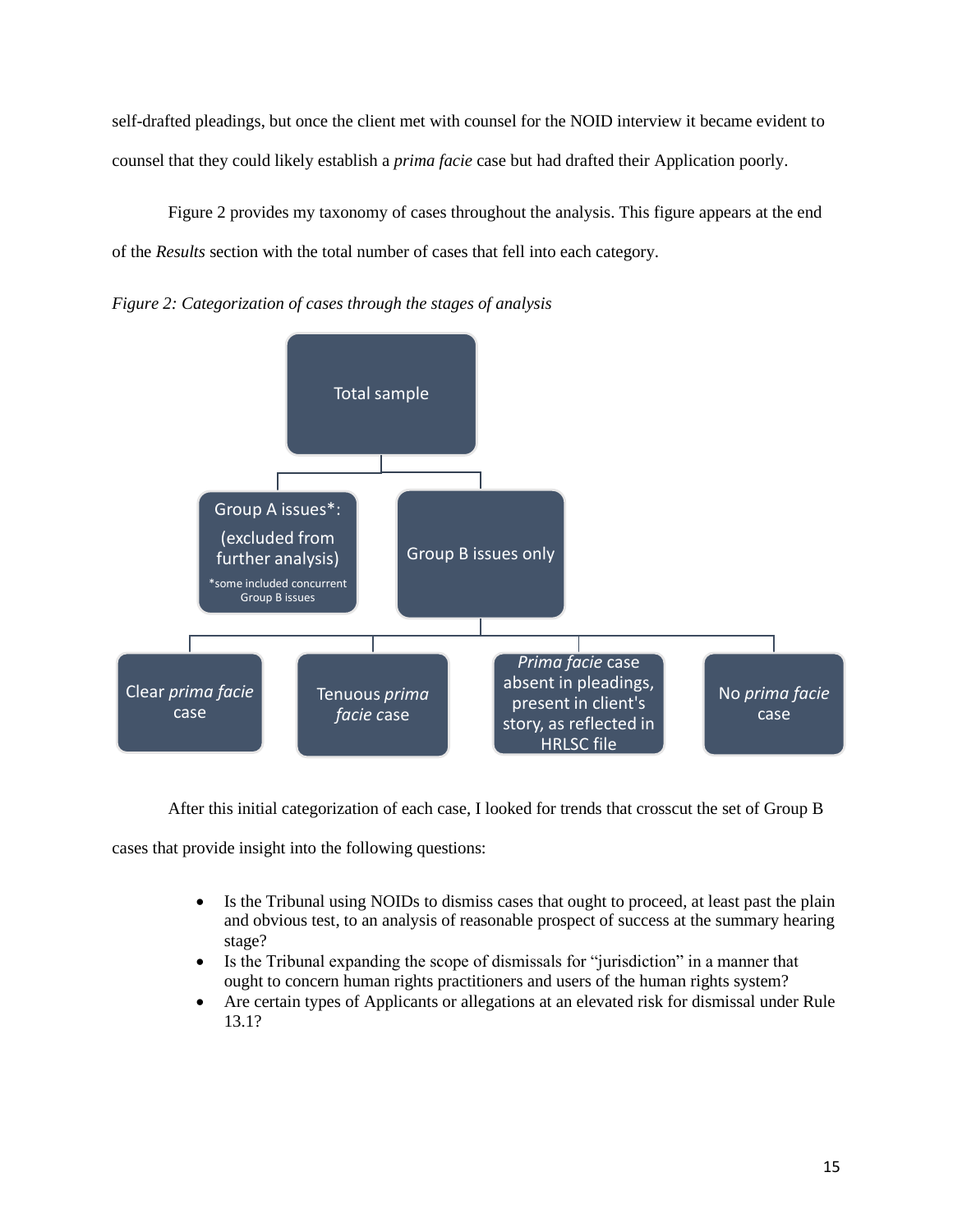self-drafted pleadings, but once the client met with counsel for the NOID interview it became evident to counsel that they could likely establish a *prima facie* case but had drafted their Application poorly.

Figure 2 provides my taxonomy of cases throughout the analysis. This figure appears at the end of the *Results* section with the total number of cases that fell into each category.

*Figure 2: Categorization of cases through the stages of analysis*

- Total sample
  - Group A issues*: (excluded from further analysis)
    *some included concurrent Group B issues
  - Group B issues only
    - Clear *prima facie* case
    - Tenuous *prima facie* case
    - *Prima facie* case absent in pleadings, present in client's story, as reflected in HRLSC file
    - No *prima facie* case

After this initial categorization of each case, I looked for trends that crosscut the set of Group B cases that provide insight into the following questions:

- Is the Tribunal using NOIDs to dismiss cases that ought to proceed, at least past the plain and obvious test, to an analysis of reasonable prospect of success at the summary hearing stage?
- Is the Tribunal expanding the scope of dismissals for "jurisdiction" in a manner that ought to concern human rights practitioners and users of the human rights system?
- Are certain types of Applicants or allegations at an elevated risk for dismissal under Rule 13.1?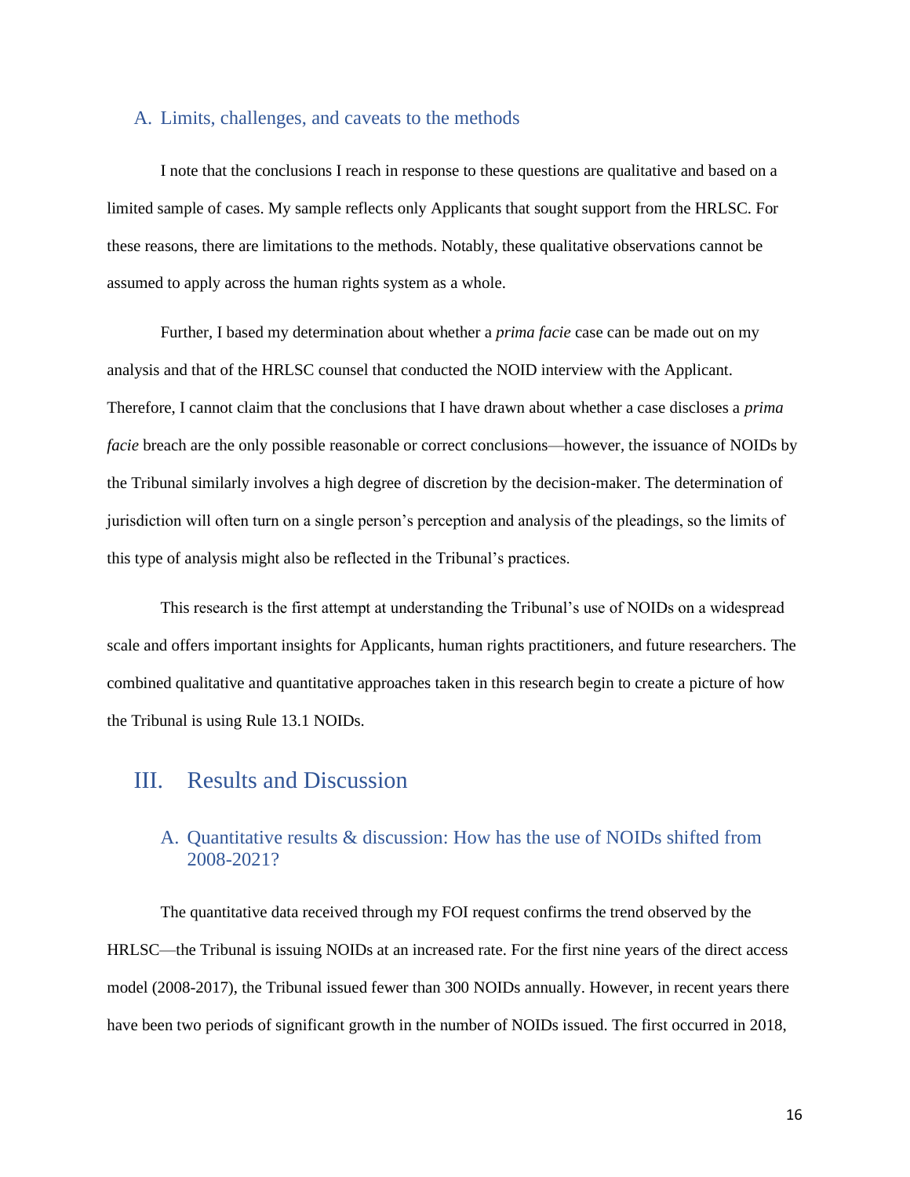### A. Limits, challenges, and caveats to the methods

I note that the conclusions I reach in response to these questions are qualitative and based on a limited sample of cases. My sample reflects only Applicants that sought support from the HRLSC. For these reasons, there are limitations to the methods. Notably, these qualitative observations cannot be assumed to apply across the human rights system as a whole.

Further, I based my determination about whether a *prima facie* case can be made out on my analysis and that of the HRLSC counsel that conducted the NOID interview with the Applicant. Therefore, I cannot claim that the conclusions that I have drawn about whether a case discloses a *prima facie* breach are the only possible reasonable or correct conclusions—however, the issuance of NOIDs by the Tribunal similarly involves a high degree of discretion by the decision-maker. The determination of jurisdiction will often turn on a single person's perception and analysis of the pleadings, so the limits of this type of analysis might also be reflected in the Tribunal's practices.

This research is the first attempt at understanding the Tribunal's use of NOIDs on a widespread scale and offers important insights for Applicants, human rights practitioners, and future researchers. The combined qualitative and quantitative approaches taken in this research begin to create a picture of how the Tribunal is using Rule 13.1 NOIDs.

## III. Results and Discussion

### A. Quantitative results & discussion: How has the use of NOIDs shifted from 2008-2021?

The quantitative data received through my FOI request confirms the trend observed by the HRLSC—the Tribunal is issuing NOIDs at an increased rate. For the first nine years of the direct access model (2008-2017), the Tribunal issued fewer than 300 NOIDs annually. However, in recent years there have been two periods of significant growth in the number of NOIDs issued. The first occurred in 2018,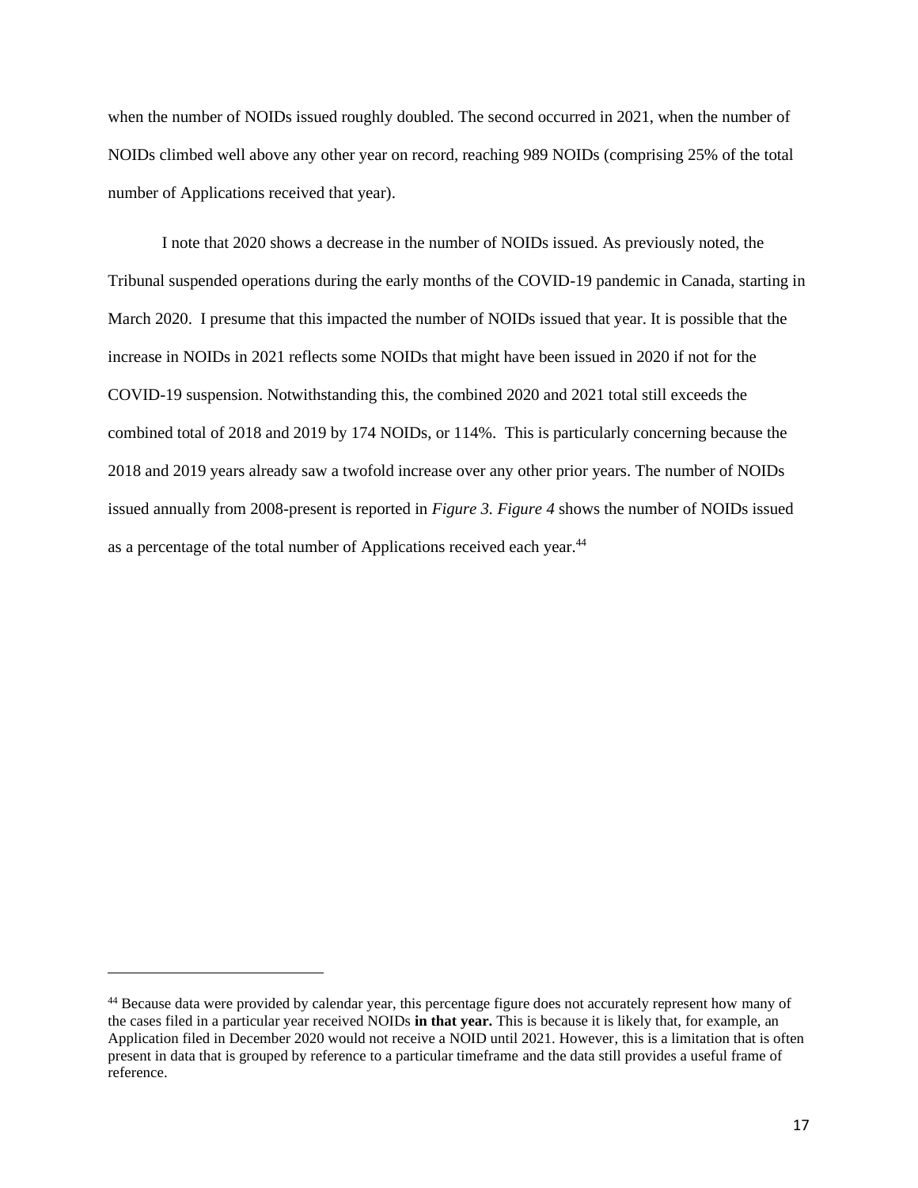when the number of NOIDs issued roughly doubled. The second occurred in 2021, when the number of NOIDs climbed well above any other year on record, reaching 989 NOIDs (comprising 25% of the total number of Applications received that year).

I note that 2020 shows a decrease in the number of NOIDs issued. As previously noted, the Tribunal suspended operations during the early months of the COVID-19 pandemic in Canada, starting in March 2020. I presume that this impacted the number of NOIDs issued that year. It is possible that the increase in NOIDs in 2021 reflects some NOIDs that might have been issued in 2020 if not for the COVID-19 suspension. Notwithstanding this, the combined 2020 and 2021 total still exceeds the combined total of 2018 and 2019 by 174 NOIDs, or 114%. This is particularly concerning because the 2018 and 2019 years already saw a twofold increase over any other prior years. The number of NOIDs issued annually from 2008-present is reported in *Figure 3. Figure 4* shows the number of NOIDs issued as a percentage of the total number of Applications received each year.[44]

---

[44] Because data were provided by calendar year, this percentage figure does not accurately represent how many of the cases filed in a particular year received NOIDs **in that year.** This is because it is likely that, for example, an Application filed in December 2020 would not receive a NOID until 2021. However, this is a limitation that is often present in data that is grouped by reference to a particular timeframe and the data still provides a useful frame of reference.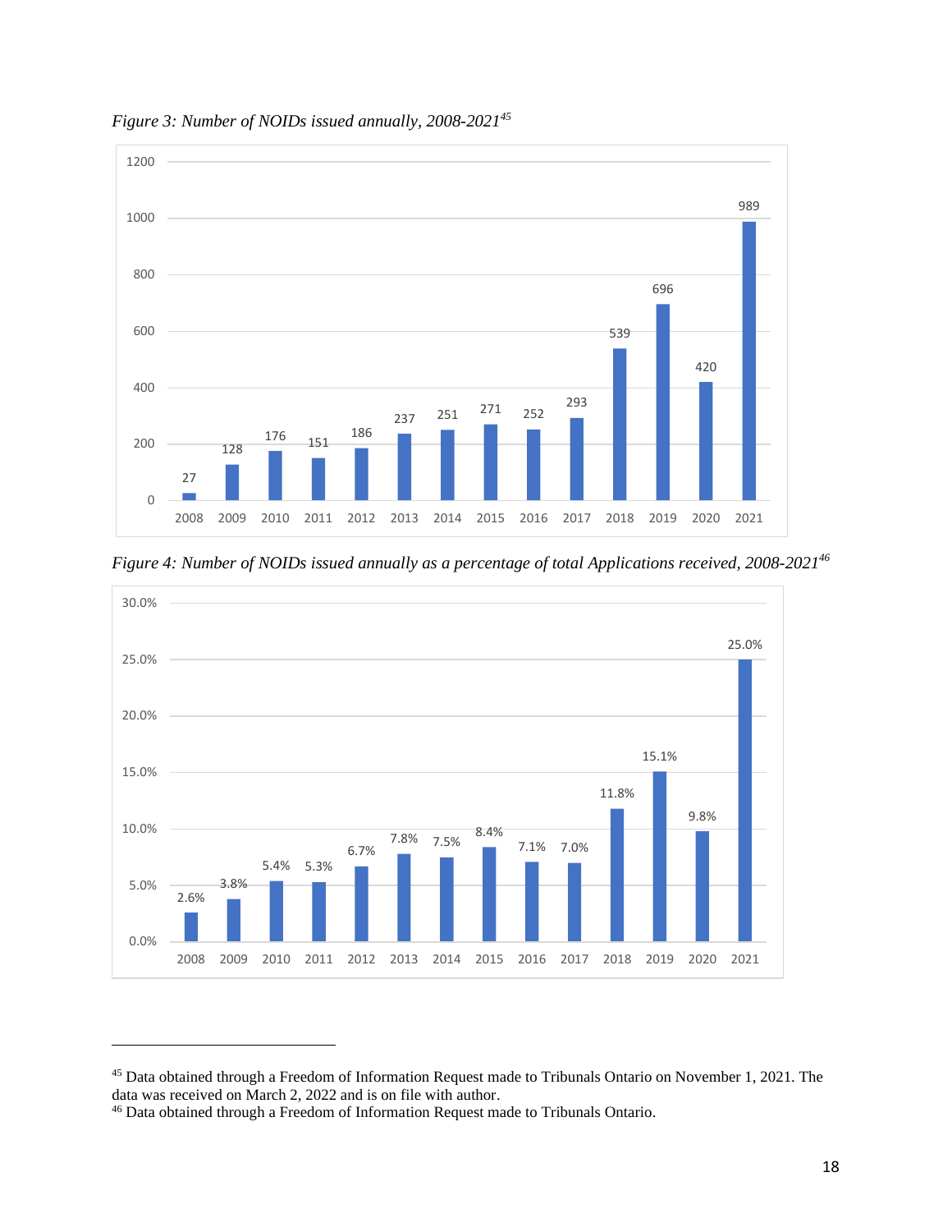*Figure 3: Number of NOIDs issued annually, 2008-2021*[45]

| Year | NOIDs issued |
|---|---|
| 2008 | 27 |
| 2009 | 128 |
| 2010 | 176 |
| 2011 | 151 |
| 2012 | 186 |
| 2013 | 237 |
| 2014 | 251 |
| 2015 | 271 |
| 2016 | 252 |
| 2017 | 293 |
| 2018 | 539 |
| 2019 | 696 |
| 2020 | 420 |
| 2021 | 989 |

*Figure 4: Number of NOIDs issued annually as a percentage of total Applications received, 2008-2021*[46]

| Year | Percentage |
|---|---|
| 2008 | 2.6% |
| 2009 | 3.8% |
| 2010 | 5.4% |
| 2011 | 5.3% |
| 2012 | 6.7% |
| 2013 | 7.8% |
| 2014 | 7.5% |
| 2015 | 8.4% |
| 2016 | 7.1% |
| 2017 | 7.0% |
| 2018 | 11.8% |
| 2019 | 15.1% |
| 2020 | 9.8% |
| 2021 | 25.0% |

---

[45] Data obtained through a Freedom of Information Request made to Tribunals Ontario on November 1, 2021. The data was received on March 2, 2022 and is on file with author.

[46] Data obtained through a Freedom of Information Request made to Tribunals Ontario.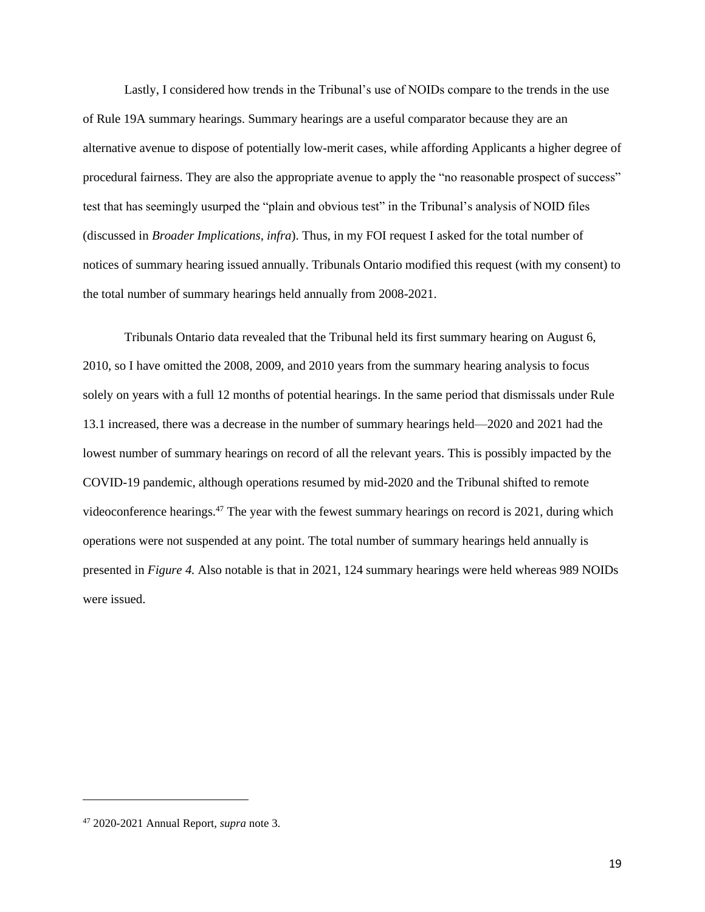Lastly, I considered how trends in the Tribunal's use of NOIDs compare to the trends in the use of Rule 19A summary hearings. Summary hearings are a useful comparator because they are an alternative avenue to dispose of potentially low-merit cases, while affording Applicants a higher degree of procedural fairness. They are also the appropriate avenue to apply the "no reasonable prospect of success" test that has seemingly usurped the "plain and obvious test" in the Tribunal's analysis of NOID files (discussed in *Broader Implications*, *infra*). Thus, in my FOI request I asked for the total number of notices of summary hearing issued annually. Tribunals Ontario modified this request (with my consent) to the total number of summary hearings held annually from 2008-2021.

Tribunals Ontario data revealed that the Tribunal held its first summary hearing on August 6, 2010, so I have omitted the 2008, 2009, and 2010 years from the summary hearing analysis to focus solely on years with a full 12 months of potential hearings. In the same period that dismissals under Rule 13.1 increased, there was a decrease in the number of summary hearings held—2020 and 2021 had the lowest number of summary hearings on record of all the relevant years. This is possibly impacted by the COVID-19 pandemic, although operations resumed by mid-2020 and the Tribunal shifted to remote videoconference hearings.[47] The year with the fewest summary hearings on record is 2021, during which operations were not suspended at any point. The total number of summary hearings held annually is presented in *Figure 4.* Also notable is that in 2021, 124 summary hearings were held whereas 989 NOIDs were issued.

---

[47] 2020-2021 Annual Report, *supra* note 3.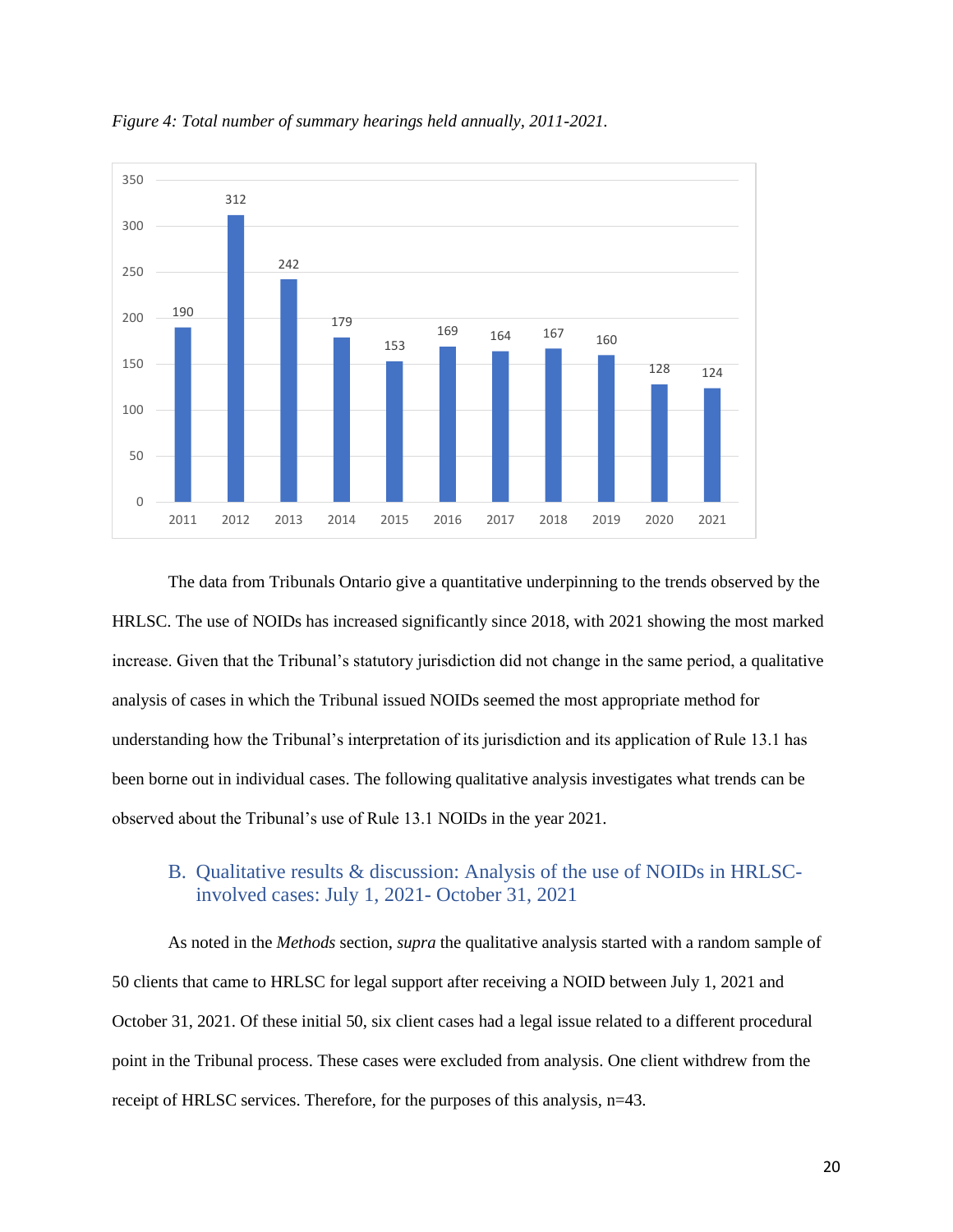*Figure 4: Total number of summary hearings held annually, 2011-2021.*

| Year | Summary hearings |
|---|---|
| 2011 | 190 |
| 2012 | 312 |
| 2013 | 242 |
| 2014 | 179 |
| 2015 | 153 |
| 2016 | 169 |
| 2017 | 164 |
| 2018 | 167 |
| 2019 | 160 |
| 2020 | 128 |
| 2021 | 124 |

The data from Tribunals Ontario give a quantitative underpinning to the trends observed by the HRLSC. The use of NOIDs has increased significantly since 2018, with 2021 showing the most marked increase. Given that the Tribunal's statutory jurisdiction did not change in the same period, a qualitative analysis of cases in which the Tribunal issued NOIDs seemed the most appropriate method for understanding how the Tribunal's interpretation of its jurisdiction and its application of Rule 13.1 has been borne out in individual cases. The following qualitative analysis investigates what trends can be observed about the Tribunal's use of Rule 13.1 NOIDs in the year 2021.

## B. Qualitative results & discussion: Analysis of the use of NOIDs in HRLSC-involved cases: July 1, 2021- October 31, 2021

As noted in the *Methods* section, *supra* the qualitative analysis started with a random sample of 50 clients that came to HRLSC for legal support after receiving a NOID between July 1, 2021 and October 31, 2021. Of these initial 50, six client cases had a legal issue related to a different procedural point in the Tribunal process. These cases were excluded from analysis. One client withdrew from the receipt of HRLSC services. Therefore, for the purposes of this analysis, n=43.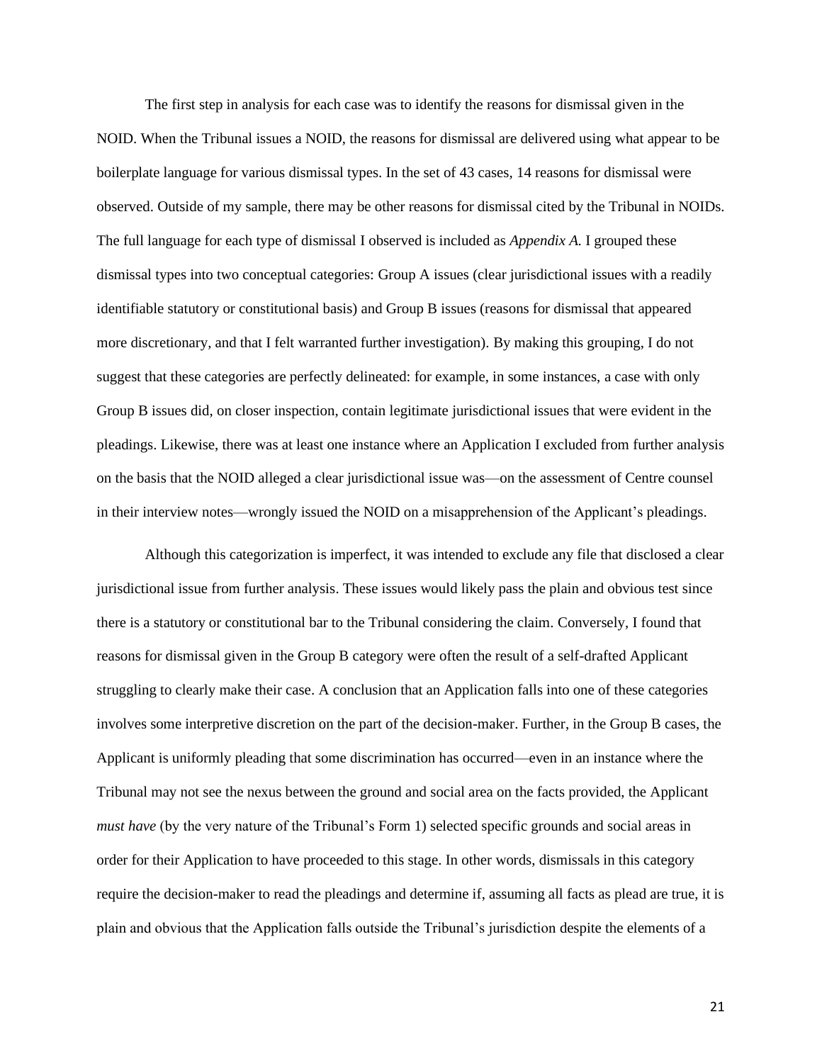The first step in analysis for each case was to identify the reasons for dismissal given in the NOID. When the Tribunal issues a NOID, the reasons for dismissal are delivered using what appear to be boilerplate language for various dismissal types. In the set of 43 cases, 14 reasons for dismissal were observed. Outside of my sample, there may be other reasons for dismissal cited by the Tribunal in NOIDs. The full language for each type of dismissal I observed is included as *Appendix A.* I grouped these dismissal types into two conceptual categories: Group A issues (clear jurisdictional issues with a readily identifiable statutory or constitutional basis) and Group B issues (reasons for dismissal that appeared more discretionary, and that I felt warranted further investigation). By making this grouping, I do not suggest that these categories are perfectly delineated: for example, in some instances, a case with only Group B issues did, on closer inspection, contain legitimate jurisdictional issues that were evident in the pleadings. Likewise, there was at least one instance where an Application I excluded from further analysis on the basis that the NOID alleged a clear jurisdictional issue was—on the assessment of Centre counsel in their interview notes—wrongly issued the NOID on a misapprehension of the Applicant's pleadings.

Although this categorization is imperfect, it was intended to exclude any file that disclosed a clear jurisdictional issue from further analysis. These issues would likely pass the plain and obvious test since there is a statutory or constitutional bar to the Tribunal considering the claim. Conversely, I found that reasons for dismissal given in the Group B category were often the result of a self-drafted Applicant struggling to clearly make their case. A conclusion that an Application falls into one of these categories involves some interpretive discretion on the part of the decision-maker. Further, in the Group B cases, the Applicant is uniformly pleading that some discrimination has occurred—even in an instance where the Tribunal may not see the nexus between the ground and social area on the facts provided, the Applicant *must have* (by the very nature of the Tribunal's Form 1) selected specific grounds and social areas in order for their Application to have proceeded to this stage. In other words, dismissals in this category require the decision-maker to read the pleadings and determine if, assuming all facts as plead are true, it is plain and obvious that the Application falls outside the Tribunal's jurisdiction despite the elements of a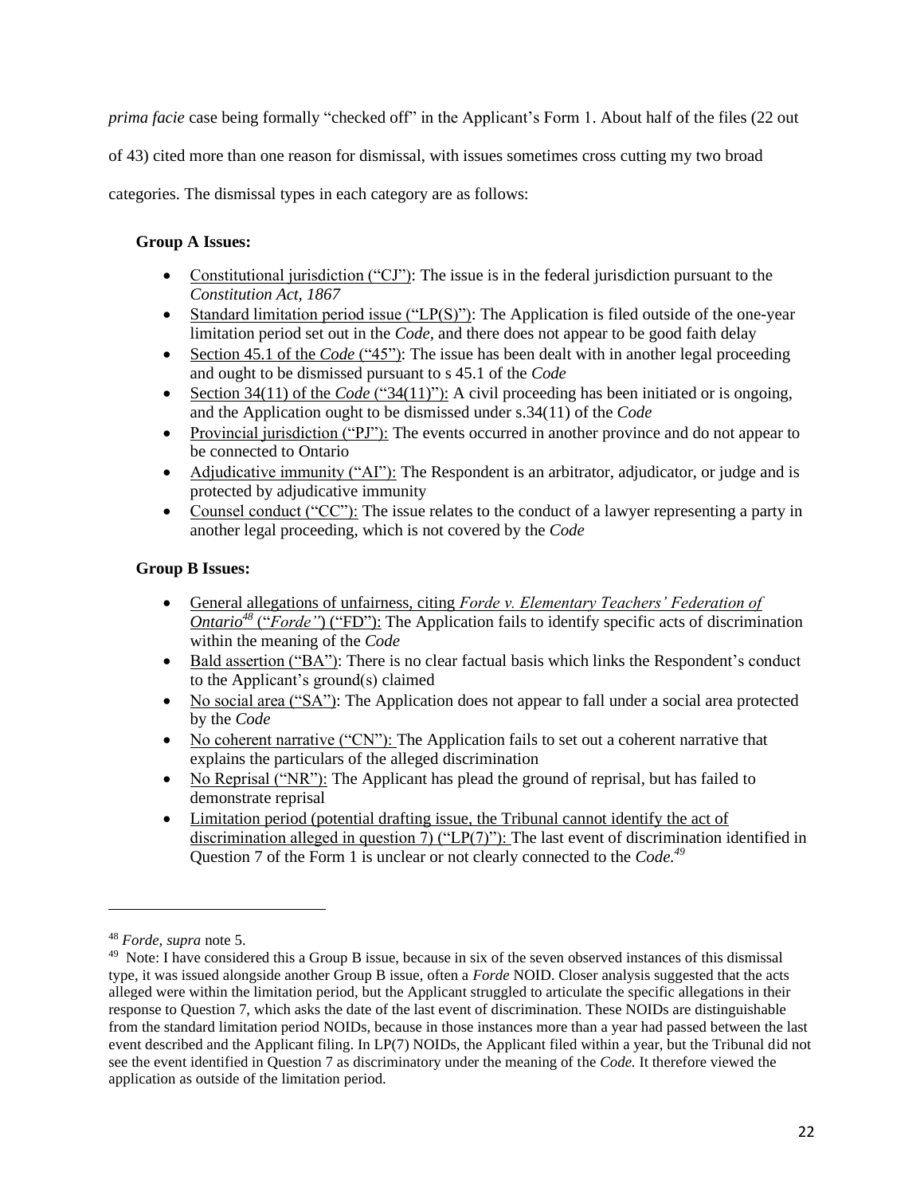*prima facie* case being formally "checked off" in the Applicant's Form 1. About half of the files (22 out of 43) cited more than one reason for dismissal, with issues sometimes cross cutting my two broad categories. The dismissal types in each category are as follows:

**Group A Issues:**

- Constitutional jurisdiction ("CJ"): The issue is in the federal jurisdiction pursuant to the *Constitution Act, 1867*
- Standard limitation period issue ("LP(S)"): The Application is filed outside of the one-year limitation period set out in the *Code,* and there does not appear to be good faith delay
- Section 45.1 of the *Code* ("45"): The issue has been dealt with in another legal proceeding and ought to be dismissed pursuant to s 45.1 of the *Code*
- Section 34(11) of the *Code* ("34(11)"): A civil proceeding has been initiated or is ongoing, and the Application ought to be dismissed under s.34(11) of the *Code*
- Provincial jurisdiction ("PJ"): The events occurred in another province and do not appear to be connected to Ontario
- Adjudicative immunity ("AI"): The Respondent is an arbitrator, adjudicator, or judge and is protected by adjudicative immunity
- Counsel conduct ("CC"): The issue relates to the conduct of a lawyer representing a party in another legal proceeding, which is not covered by the *Code*

**Group B Issues:**

- General allegations of unfairness, citing *Forde v. Elementary Teachers' Federation of Ontario*[48] ("*Forde"*) ("FD"): The Application fails to identify specific acts of discrimination within the meaning of the *Code*
- Bald assertion ("BA"): There is no clear factual basis which links the Respondent's conduct to the Applicant's ground(s) claimed
- No social area ("SA"): The Application does not appear to fall under a social area protected by the *Code*
- No coherent narrative ("CN"): The Application fails to set out a coherent narrative that explains the particulars of the alleged discrimination
- No Reprisal ("NR"): The Applicant has plead the ground of reprisal, but has failed to demonstrate reprisal
- Limitation period (potential drafting issue, the Tribunal cannot identify the act of discrimination alleged in question 7) ("LP(7)"): The last event of discrimination identified in Question 7 of the Form 1 is unclear or not clearly connected to the *Code.*[49]

---

[48] *Forde, supra* note 5.

[49] Note: I have considered this a Group B issue, because in six of the seven observed instances of this dismissal type, it was issued alongside another Group B issue, often a *Forde* NOID. Closer analysis suggested that the acts alleged were within the limitation period, but the Applicant struggled to articulate the specific allegations in their response to Question 7, which asks the date of the last event of discrimination. These NOIDs are distinguishable from the standard limitation period NOIDs, because in those instances more than a year had passed between the last event described and the Applicant filing. In LP(7) NOIDs, the Applicant filed within a year, but the Tribunal did not see the event identified in Question 7 as discriminatory under the meaning of the *Code.* It therefore viewed the application as outside of the limitation period.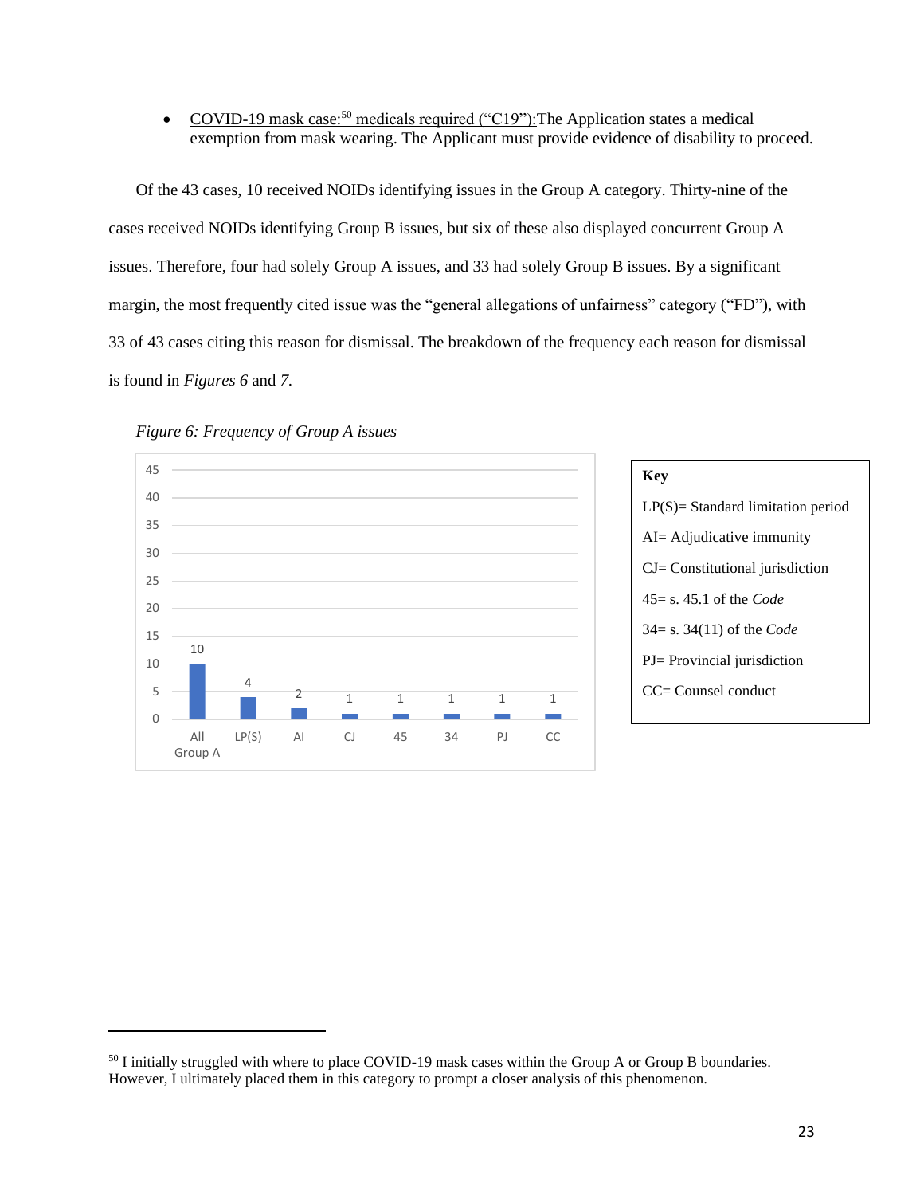- <u>COVID-19 mask case:</u>[50] <u>medicals required ("C19"):</u>The Application states a medical exemption from mask wearing. The Applicant must provide evidence of disability to proceed.

Of the 43 cases, 10 received NOIDs identifying issues in the Group A category. Thirty-nine of the cases received NOIDs identifying Group B issues, but six of these also displayed concurrent Group A issues. Therefore, four had solely Group A issues, and 33 had solely Group B issues. By a significant margin, the most frequently cited issue was the "general allegations of unfairness" category ("FD"), with 33 of 43 cases citing this reason for dismissal. The breakdown of the frequency each reason for dismissal is found in *Figures 6* and *7*.

*Figure 6: Frequency of Group A issues*

| Category | Frequency |
|---|---|
| All Group A | 10 |
| LP(S) | 4 |
| AI | 2 |
| CJ | 1 |
| 45 | 1 |
| 34 | 1 |
| PJ | 1 |
| CC | 1 |

**Key**

LP(S)= Standard limitation period

AI= Adjudicative immunity

CJ= Constitutional jurisdiction

45= s. 45.1 of the *Code*

34= s. 34(11) of the *Code*

PJ= Provincial jurisdiction

CC= Counsel conduct

[50] I initially struggled with where to place COVID-19 mask cases within the Group A or Group B boundaries. However, I ultimately placed them in this category to prompt a closer analysis of this phenomenon.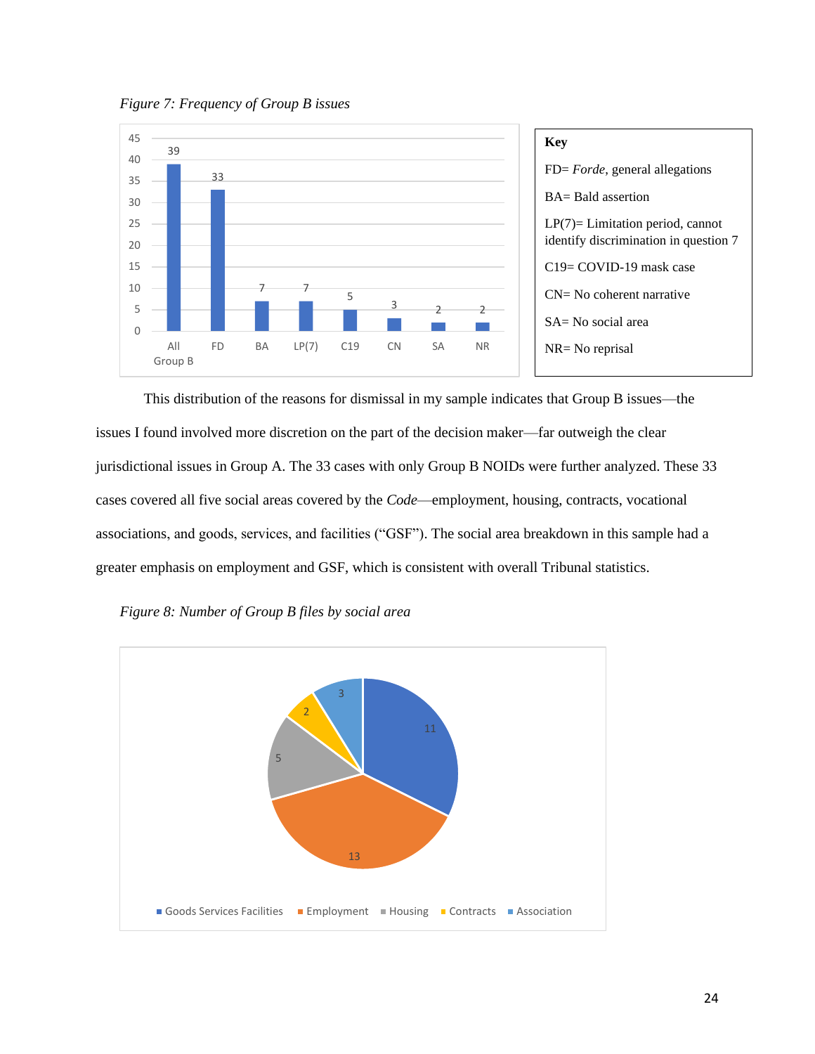*Figure 7: Frequency of Group B issues*

| | All Group B | FD | BA | LP(7) | C19 | CN | SA | NR |
|---|---|---|---|---|---|---|---|---|
| Frequency | 39 | 33 | 7 | 7 | 5 | 3 | 2 | 2 |

**Key**

FD= *Forde*, general allegations

BA= Bald assertion

LP(7)= Limitation period, cannot identify discrimination in question 7

C19= COVID-19 mask case

CN= No coherent narrative

SA= No social area

NR= No reprisal

This distribution of the reasons for dismissal in my sample indicates that Group B issues—the issues I found involved more discretion on the part of the decision maker—far outweigh the clear jurisdictional issues in Group A. The 33 cases with only Group B NOIDs were further analyzed. These 33 cases covered all five social areas covered by the *Code*—employment, housing, contracts, vocational associations, and goods, services, and facilities ("GSF"). The social area breakdown in this sample had a greater emphasis on employment and GSF, which is consistent with overall Tribunal statistics.

*Figure 8: Number of Group B files by social area*

| Social area | Number of files |
|---|---|
| Goods Services Facilities | 11 |
| Employment | 13 |
| Housing | 5 |
| Contracts | 2 |
| Association | 3 |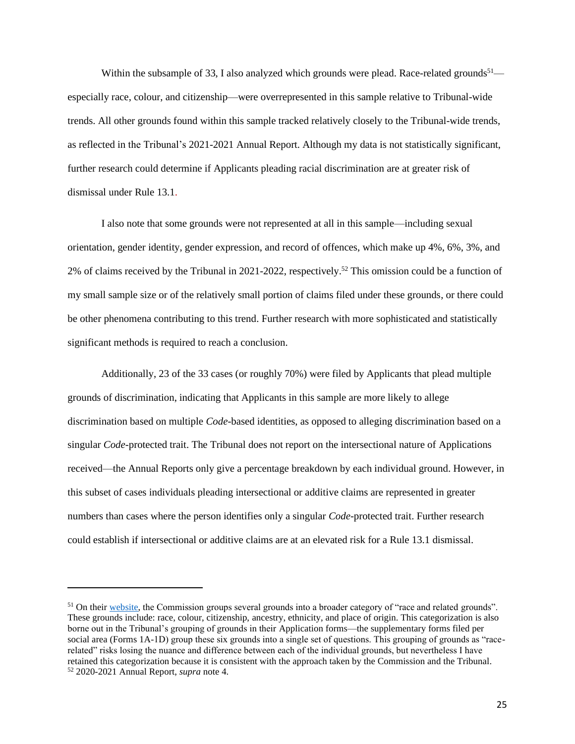Within the subsample of 33, I also analyzed which grounds were plead. Race-related grounds[51]—especially race, colour, and citizenship—were overrepresented in this sample relative to Tribunal-wide trends. All other grounds found within this sample tracked relatively closely to the Tribunal-wide trends, as reflected in the Tribunal's 2021-2021 Annual Report. Although my data is not statistically significant, further research could determine if Applicants pleading racial discrimination are at greater risk of dismissal under Rule 13.1.

I also note that some grounds were not represented at all in this sample—including sexual orientation, gender identity, gender expression, and record of offences, which make up 4%, 6%, 3%, and 2% of claims received by the Tribunal in 2021-2022, respectively.[52] This omission could be a function of my small sample size or of the relatively small portion of claims filed under these grounds, or there could be other phenomena contributing to this trend. Further research with more sophisticated and statistically significant methods is required to reach a conclusion.

Additionally, 23 of the 33 cases (or roughly 70%) were filed by Applicants that plead multiple grounds of discrimination, indicating that Applicants in this sample are more likely to allege discrimination based on multiple *Code*-based identities, as opposed to alleging discrimination based on a singular *Code*-protected trait. The Tribunal does not report on the intersectional nature of Applications received—the Annual Reports only give a percentage breakdown by each individual ground. However, in this subset of cases individuals pleading intersectional or additive claims are represented in greater numbers than cases where the person identifies only a singular *Code*-protected trait. Further research could establish if intersectional or additive claims are at an elevated risk for a Rule 13.1 dismissal.

---

[51] On their website, the Commission groups several grounds into a broader category of "race and related grounds". These grounds include: race, colour, citizenship, ancestry, ethnicity, and place of origin. This categorization is also borne out in the Tribunal's grouping of grounds in their Application forms—the supplementary forms filed per social area (Forms 1A-1D) group these six grounds into a single set of questions. This grouping of grounds as "race-related" risks losing the nuance and difference between each of the individual grounds, but nevertheless I have retained this categorization because it is consistent with the approach taken by the Commission and the Tribunal.

[52] 2020-2021 Annual Report, *supra* note 4.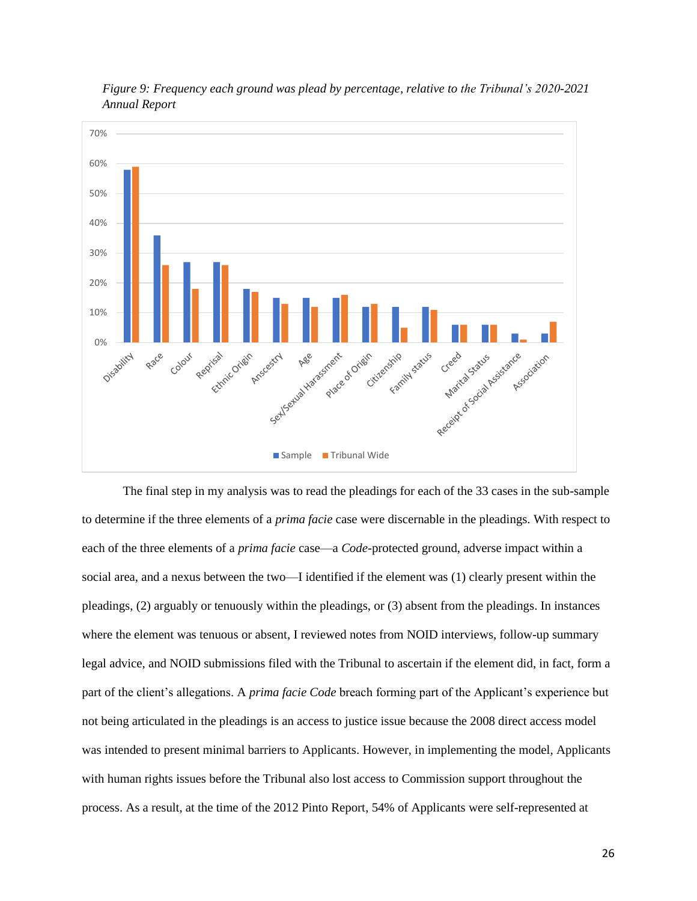*Figure 9: Frequency each ground was plead by percentage, relative to the Tribunal's 2020-2021 Annual Report*

The final step in my analysis was to read the pleadings for each of the 33 cases in the sub-sample to determine if the three elements of a *prima facie* case were discernable in the pleadings. With respect to each of the three elements of a *prima facie* case—a *Code*-protected ground, adverse impact within a social area, and a nexus between the two—I identified if the element was (1) clearly present within the pleadings, (2) arguably or tenuously within the pleadings, or (3) absent from the pleadings. In instances where the element was tenuous or absent, I reviewed notes from NOID interviews, follow-up summary legal advice, and NOID submissions filed with the Tribunal to ascertain if the element did, in fact, form a part of the client's allegations. A *prima facie Code* breach forming part of the Applicant's experience but not being articulated in the pleadings is an access to justice issue because the 2008 direct access model was intended to present minimal barriers to Applicants. However, in implementing the model, Applicants with human rights issues before the Tribunal also lost access to Commission support throughout the process. As a result, at the time of the 2012 Pinto Report, 54% of Applicants were self-represented at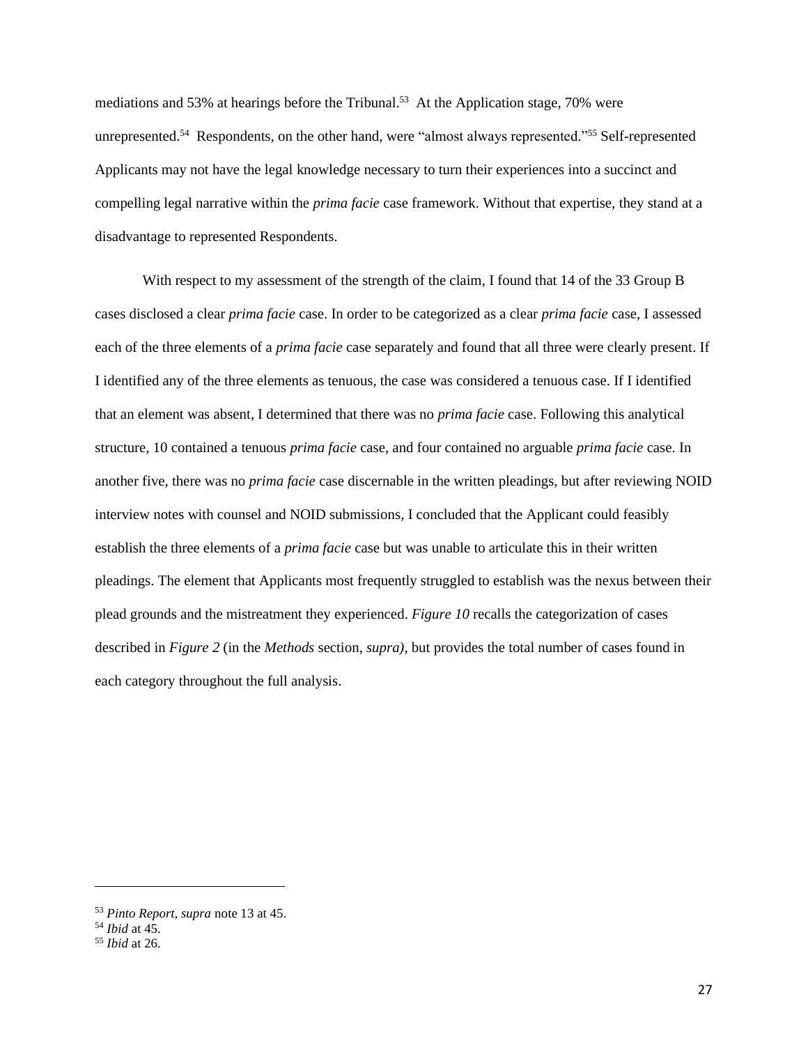mediations and 53% at hearings before the Tribunal.[53] At the Application stage, 70% were unrepresented.[54] Respondents, on the other hand, were "almost always represented."[55] Self-represented Applicants may not have the legal knowledge necessary to turn their experiences into a succinct and compelling legal narrative within the *prima facie* case framework. Without that expertise, they stand at a disadvantage to represented Respondents.

With respect to my assessment of the strength of the claim, I found that 14 of the 33 Group B cases disclosed a clear *prima facie* case. In order to be categorized as a clear *prima facie* case, I assessed each of the three elements of a *prima facie* case separately and found that all three were clearly present. If I identified any of the three elements as tenuous, the case was considered a tenuous case. If I identified that an element was absent, I determined that there was no *prima facie* case. Following this analytical structure, 10 contained a tenuous *prima facie* case, and four contained no arguable *prima facie* case. In another five, there was no *prima facie* case discernable in the written pleadings, but after reviewing NOID interview notes with counsel and NOID submissions, I concluded that the Applicant could feasibly establish the three elements of a *prima facie* case but was unable to articulate this in their written pleadings. The element that Applicants most frequently struggled to establish was the nexus between their plead grounds and the mistreatment they experienced. *Figure 10* recalls the categorization of cases described in *Figure 2* (in the *Methods* section, *supra)*, but provides the total number of cases found in each category throughout the full analysis.

---

[53] *Pinto Report, supra* note 13 at 45.
[54] *Ibid* at 45.
[55] *Ibid* at 26.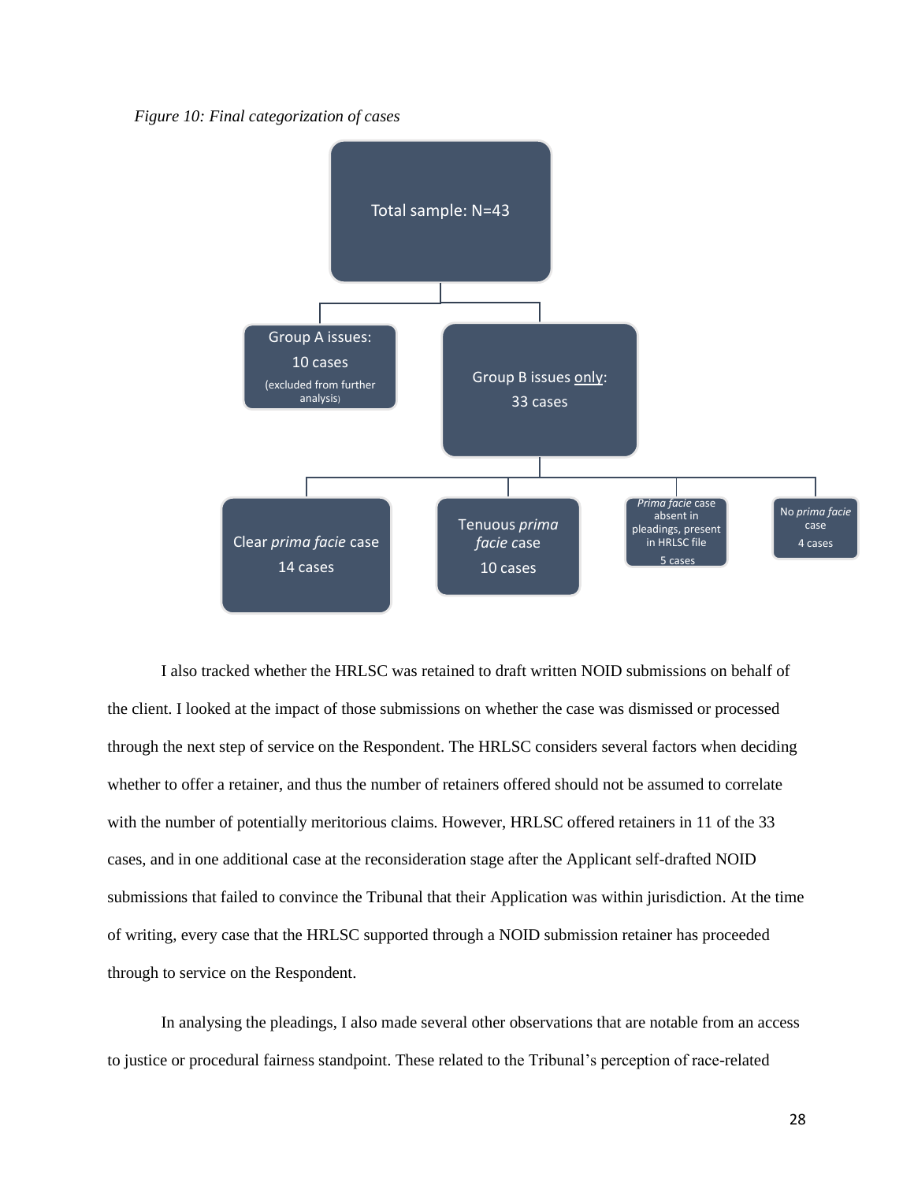*Figure 10: Final categorization of cases*

Total sample: N=43

- Group A issues: 10 cases (excluded from further analysis)
- Group B issues only: 33 cases
  - Clear *prima facie* case: 14 cases
  - Tenuous *prima facie* case: 10 cases
  - *Prima facie* case absent in pleadings, present in HRLSC file: 5 cases
  - No *prima facie* case: 4 cases

I also tracked whether the HRLSC was retained to draft written NOID submissions on behalf of the client. I looked at the impact of those submissions on whether the case was dismissed or processed through the next step of service on the Respondent. The HRLSC considers several factors when deciding whether to offer a retainer, and thus the number of retainers offered should not be assumed to correlate with the number of potentially meritorious claims. However, HRLSC offered retainers in 11 of the 33 cases, and in one additional case at the reconsideration stage after the Applicant self-drafted NOID submissions that failed to convince the Tribunal that their Application was within jurisdiction. At the time of writing, every case that the HRLSC supported through a NOID submission retainer has proceeded through to service on the Respondent.

In analysing the pleadings, I also made several other observations that are notable from an access to justice or procedural fairness standpoint. These related to the Tribunal's perception of race-related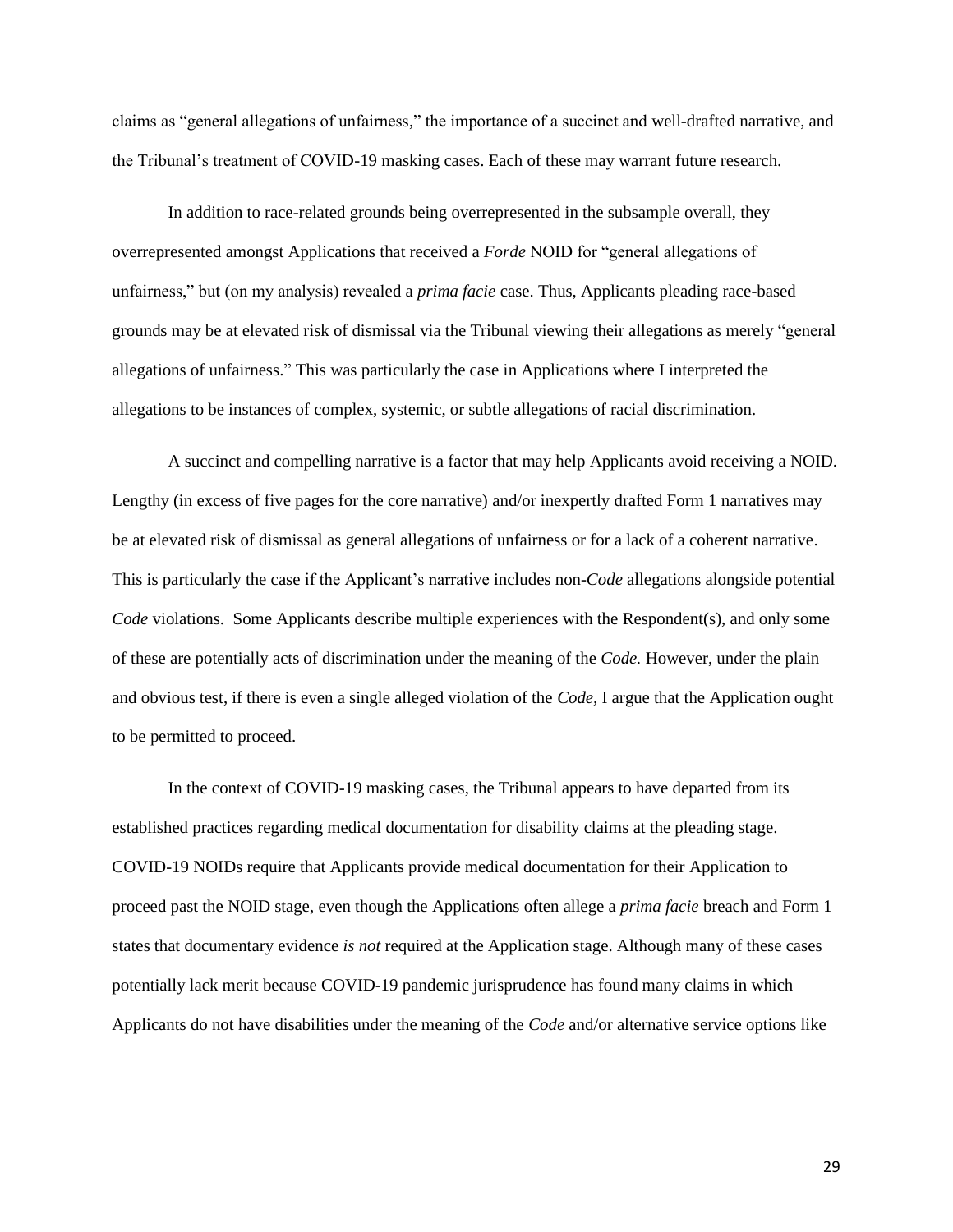claims as "general allegations of unfairness," the importance of a succinct and well-drafted narrative, and the Tribunal's treatment of COVID-19 masking cases. Each of these may warrant future research.

In addition to race-related grounds being overrepresented in the subsample overall, they overrepresented amongst Applications that received a *Forde* NOID for "general allegations of unfairness," but (on my analysis) revealed a *prima facie* case. Thus, Applicants pleading race-based grounds may be at elevated risk of dismissal via the Tribunal viewing their allegations as merely "general allegations of unfairness." This was particularly the case in Applications where I interpreted the allegations to be instances of complex, systemic, or subtle allegations of racial discrimination.

A succinct and compelling narrative is a factor that may help Applicants avoid receiving a NOID. Lengthy (in excess of five pages for the core narrative) and/or inexpertly drafted Form 1 narratives may be at elevated risk of dismissal as general allegations of unfairness or for a lack of a coherent narrative. This is particularly the case if the Applicant's narrative includes non-*Code* allegations alongside potential *Code* violations. Some Applicants describe multiple experiences with the Respondent(s), and only some of these are potentially acts of discrimination under the meaning of the *Code.* However, under the plain and obvious test, if there is even a single alleged violation of the *Code*, I argue that the Application ought to be permitted to proceed.

In the context of COVID-19 masking cases, the Tribunal appears to have departed from its established practices regarding medical documentation for disability claims at the pleading stage. COVID-19 NOIDs require that Applicants provide medical documentation for their Application to proceed past the NOID stage, even though the Applications often allege a *prima facie* breach and Form 1 states that documentary evidence *is not* required at the Application stage. Although many of these cases potentially lack merit because COVID-19 pandemic jurisprudence has found many claims in which Applicants do not have disabilities under the meaning of the *Code* and/or alternative service options like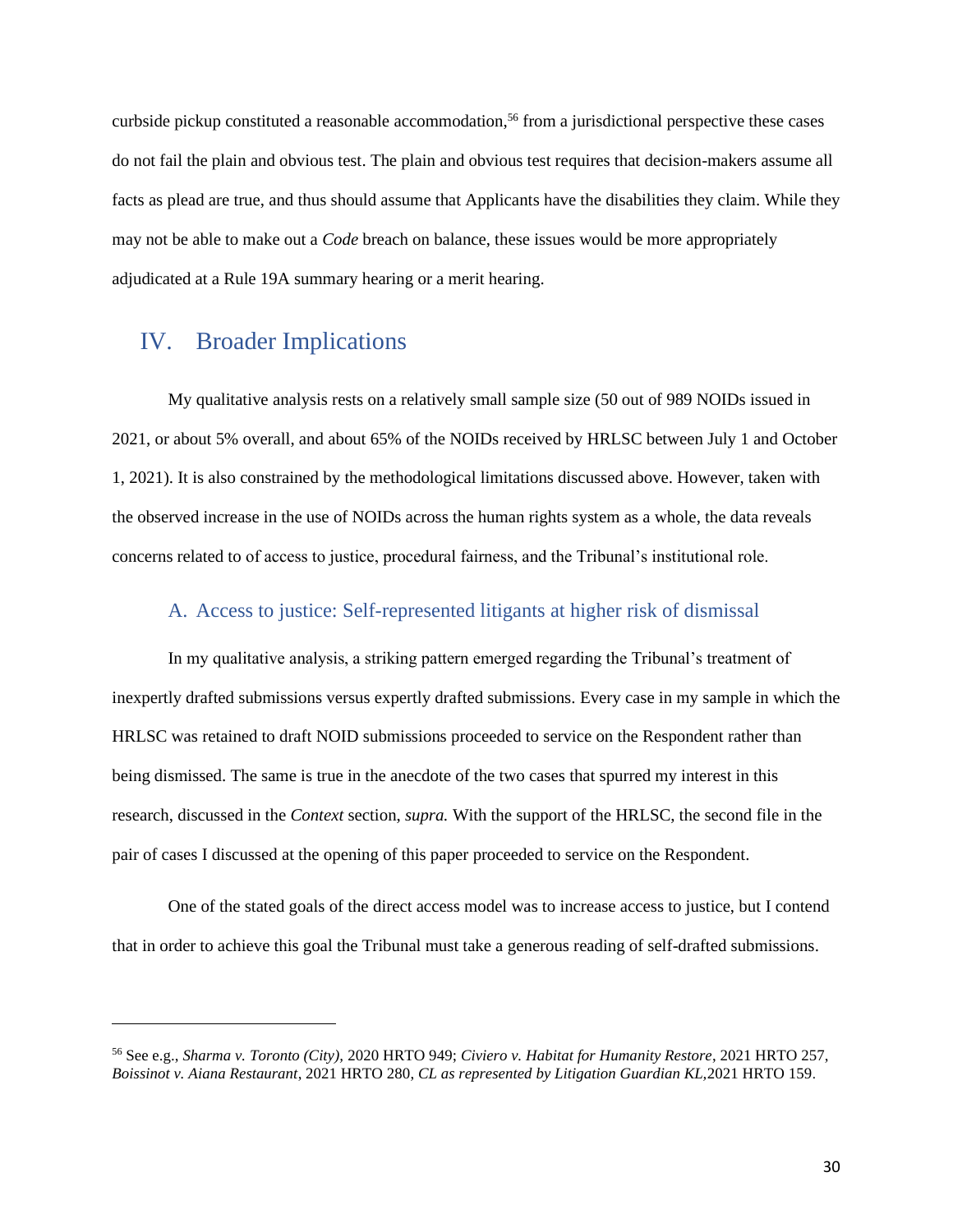curbside pickup constituted a reasonable accommodation,[56] from a jurisdictional perspective these cases do not fail the plain and obvious test. The plain and obvious test requires that decision-makers assume all facts as plead are true, and thus should assume that Applicants have the disabilities they claim. While they may not be able to make out a *Code* breach on balance, these issues would be more appropriately adjudicated at a Rule 19A summary hearing or a merit hearing.

## IV. Broader Implications

My qualitative analysis rests on a relatively small sample size (50 out of 989 NOIDs issued in 2021, or about 5% overall, and about 65% of the NOIDs received by HRLSC between July 1 and October 1, 2021). It is also constrained by the methodological limitations discussed above. However, taken with the observed increase in the use of NOIDs across the human rights system as a whole, the data reveals concerns related to of access to justice, procedural fairness, and the Tribunal's institutional role.

### A. Access to justice: Self-represented litigants at higher risk of dismissal

In my qualitative analysis, a striking pattern emerged regarding the Tribunal's treatment of inexpertly drafted submissions versus expertly drafted submissions. Every case in my sample in which the HRLSC was retained to draft NOID submissions proceeded to service on the Respondent rather than being dismissed. The same is true in the anecdote of the two cases that spurred my interest in this research, discussed in the *Context* section, *supra.* With the support of the HRLSC, the second file in the pair of cases I discussed at the opening of this paper proceeded to service on the Respondent.

One of the stated goals of the direct access model was to increase access to justice, but I contend that in order to achieve this goal the Tribunal must take a generous reading of self-drafted submissions.

---

[56] See e.g., *Sharma v. Toronto (City),* 2020 HRTO 949; *Civiero v. Habitat for Humanity Restore*, 2021 HRTO 257, *Boissinot v. Aiana Restaurant*, 2021 HRTO 280, *CL as represented by Litigation Guardian KL,*2021 HRTO 159.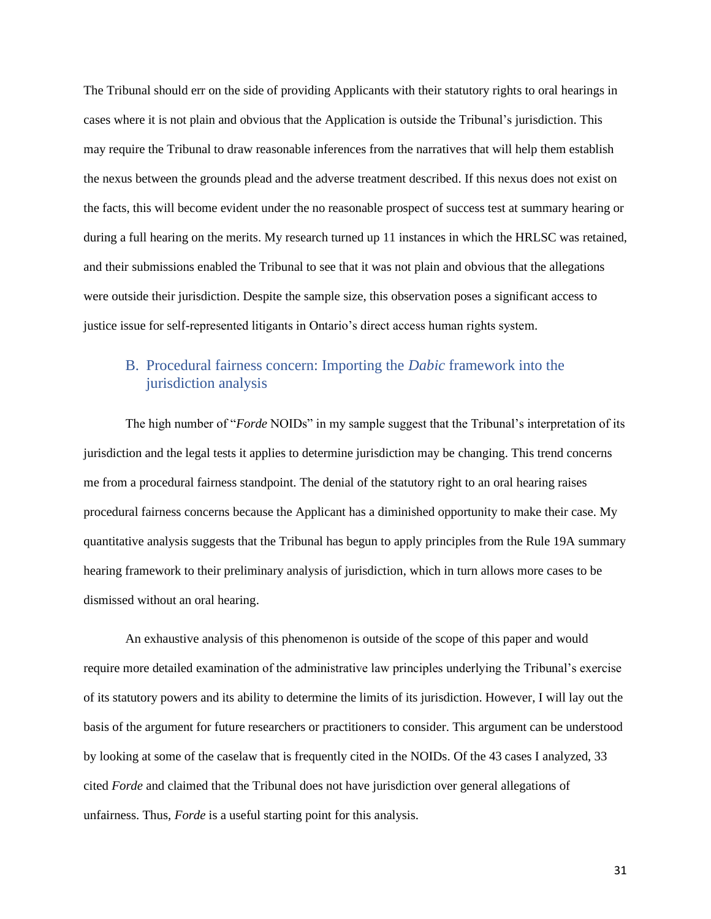The Tribunal should err on the side of providing Applicants with their statutory rights to oral hearings in cases where it is not plain and obvious that the Application is outside the Tribunal's jurisdiction. This may require the Tribunal to draw reasonable inferences from the narratives that will help them establish the nexus between the grounds plead and the adverse treatment described. If this nexus does not exist on the facts, this will become evident under the no reasonable prospect of success test at summary hearing or during a full hearing on the merits. My research turned up 11 instances in which the HRLSC was retained, and their submissions enabled the Tribunal to see that it was not plain and obvious that the allegations were outside their jurisdiction. Despite the sample size, this observation poses a significant access to justice issue for self-represented litigants in Ontario's direct access human rights system.

### B. Procedural fairness concern: Importing the *Dabic* framework into the jurisdiction analysis

The high number of "*Forde* NOIDs" in my sample suggest that the Tribunal's interpretation of its jurisdiction and the legal tests it applies to determine jurisdiction may be changing. This trend concerns me from a procedural fairness standpoint. The denial of the statutory right to an oral hearing raises procedural fairness concerns because the Applicant has a diminished opportunity to make their case. My quantitative analysis suggests that the Tribunal has begun to apply principles from the Rule 19A summary hearing framework to their preliminary analysis of jurisdiction, which in turn allows more cases to be dismissed without an oral hearing.

An exhaustive analysis of this phenomenon is outside of the scope of this paper and would require more detailed examination of the administrative law principles underlying the Tribunal's exercise of its statutory powers and its ability to determine the limits of its jurisdiction. However, I will lay out the basis of the argument for future researchers or practitioners to consider. This argument can be understood by looking at some of the caselaw that is frequently cited in the NOIDs. Of the 43 cases I analyzed, 33 cited *Forde* and claimed that the Tribunal does not have jurisdiction over general allegations of unfairness. Thus, *Forde* is a useful starting point for this analysis.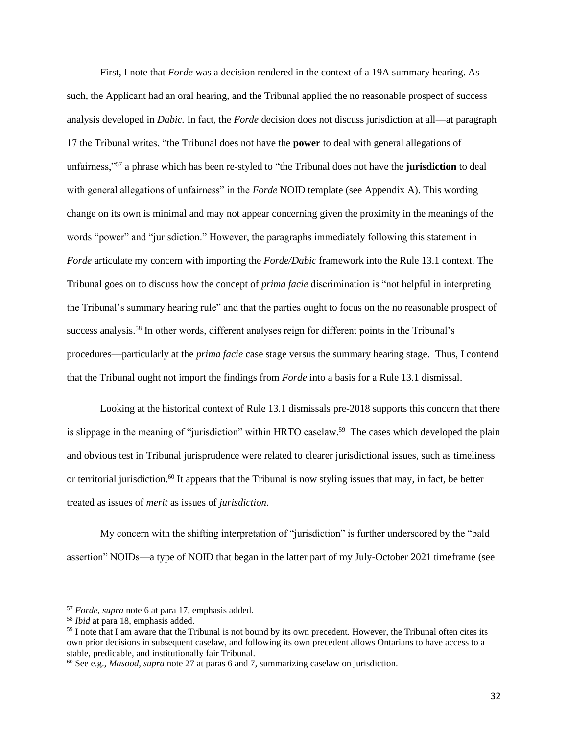First, I note that *Forde* was a decision rendered in the context of a 19A summary hearing. As such, the Applicant had an oral hearing, and the Tribunal applied the no reasonable prospect of success analysis developed in *Dabic.* In fact, the *Forde* decision does not discuss jurisdiction at all—at paragraph 17 the Tribunal writes, "the Tribunal does not have the **power** to deal with general allegations of unfairness,"[57] a phrase which has been re-styled to "the Tribunal does not have the **jurisdiction** to deal with general allegations of unfairness" in the *Forde* NOID template (see Appendix A). This wording change on its own is minimal and may not appear concerning given the proximity in the meanings of the words "power" and "jurisdiction." However, the paragraphs immediately following this statement in *Forde* articulate my concern with importing the *Forde/Dabic* framework into the Rule 13.1 context. The Tribunal goes on to discuss how the concept of *prima facie* discrimination is "not helpful in interpreting the Tribunal's summary hearing rule" and that the parties ought to focus on the no reasonable prospect of success analysis.[58] In other words, different analyses reign for different points in the Tribunal's procedures—particularly at the *prima facie* case stage versus the summary hearing stage. Thus, I contend that the Tribunal ought not import the findings from *Forde* into a basis for a Rule 13.1 dismissal.

Looking at the historical context of Rule 13.1 dismissals pre-2018 supports this concern that there is slippage in the meaning of "jurisdiction" within HRTO caselaw.[59] The cases which developed the plain and obvious test in Tribunal jurisprudence were related to clearer jurisdictional issues, such as timeliness or territorial jurisdiction.[60] It appears that the Tribunal is now styling issues that may, in fact, be better treated as issues of *merit* as issues of *jurisdiction*.

My concern with the shifting interpretation of "jurisdiction" is further underscored by the "bald assertion" NOIDs—a type of NOID that began in the latter part of my July-October 2021 timeframe (see

---

[57] *Forde, supra* note 6 at para 17, emphasis added.

[58] *Ibid* at para 18, emphasis added.

[59] I note that I am aware that the Tribunal is not bound by its own precedent. However, the Tribunal often cites its own prior decisions in subsequent caselaw, and following its own precedent allows Ontarians to have access to a stable, predicable, and institutionally fair Tribunal.

[60] See e.g., *Masood, supra* note 27 at paras 6 and 7, summarizing caselaw on jurisdiction.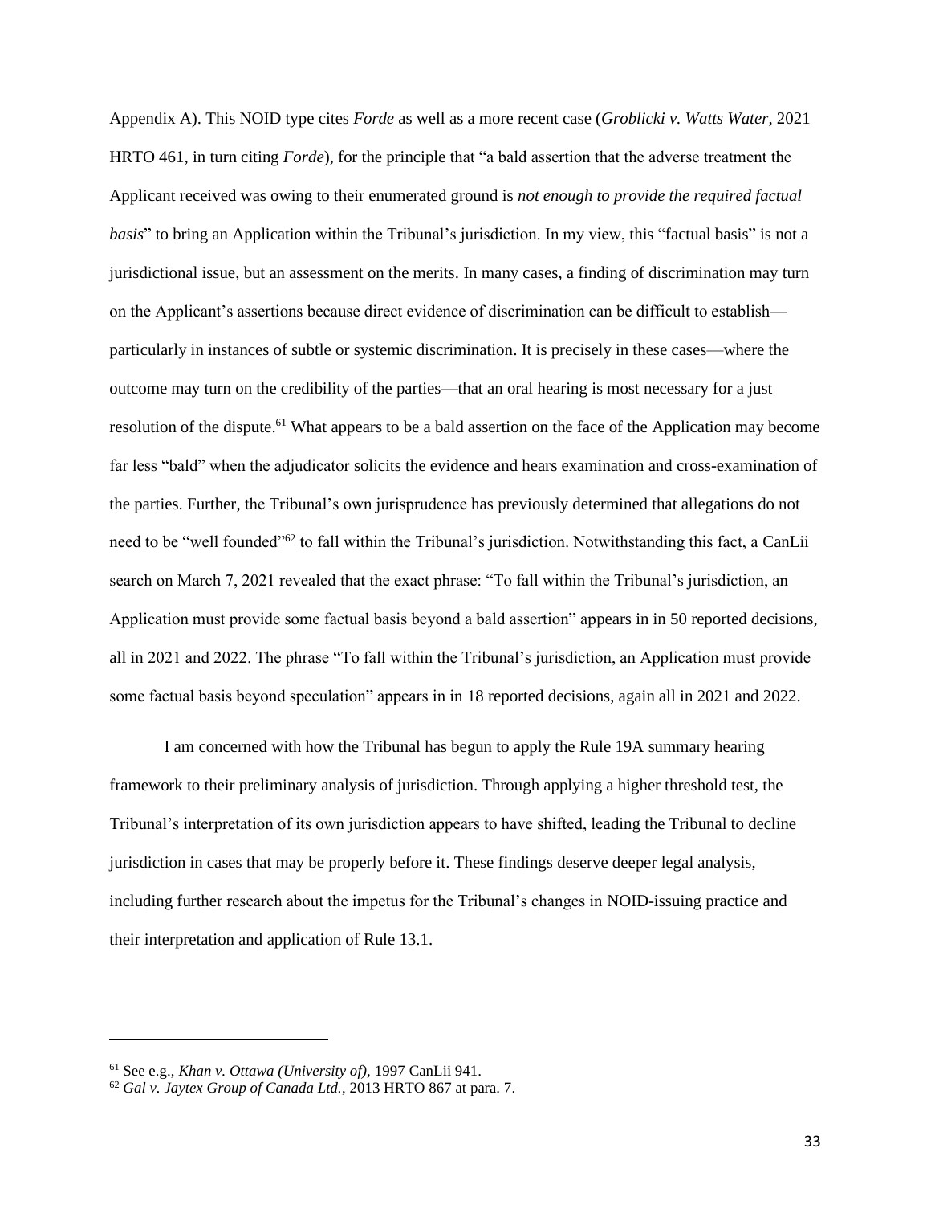Appendix A). This NOID type cites *Forde* as well as a more recent case (*Groblicki v. Watts Water*, 2021 HRTO 461, in turn citing *Forde*), for the principle that "a bald assertion that the adverse treatment the Applicant received was owing to their enumerated ground is *not enough to provide the required factual basis*" to bring an Application within the Tribunal's jurisdiction. In my view, this "factual basis" is not a jurisdictional issue, but an assessment on the merits. In many cases, a finding of discrimination may turn on the Applicant's assertions because direct evidence of discrimination can be difficult to establish—particularly in instances of subtle or systemic discrimination. It is precisely in these cases—where the outcome may turn on the credibility of the parties—that an oral hearing is most necessary for a just resolution of the dispute.[61] What appears to be a bald assertion on the face of the Application may become far less "bald" when the adjudicator solicits the evidence and hears examination and cross-examination of the parties. Further, the Tribunal's own jurisprudence has previously determined that allegations do not need to be "well founded"[62] to fall within the Tribunal's jurisdiction. Notwithstanding this fact, a CanLii search on March 7, 2021 revealed that the exact phrase: "To fall within the Tribunal's jurisdiction, an Application must provide some factual basis beyond a bald assertion" appears in in 50 reported decisions, all in 2021 and 2022. The phrase "To fall within the Tribunal's jurisdiction, an Application must provide some factual basis beyond speculation" appears in in 18 reported decisions, again all in 2021 and 2022.

I am concerned with how the Tribunal has begun to apply the Rule 19A summary hearing framework to their preliminary analysis of jurisdiction. Through applying a higher threshold test, the Tribunal's interpretation of its own jurisdiction appears to have shifted, leading the Tribunal to decline jurisdiction in cases that may be properly before it. These findings deserve deeper legal analysis, including further research about the impetus for the Tribunal's changes in NOID-issuing practice and their interpretation and application of Rule 13.1.

---

[61] See e.g., *Khan v. Ottawa (University of)*, 1997 CanLii 941.

[62] *Gal v. Jaytex Group of Canada Ltd.*, 2013 HRTO 867 at para. 7.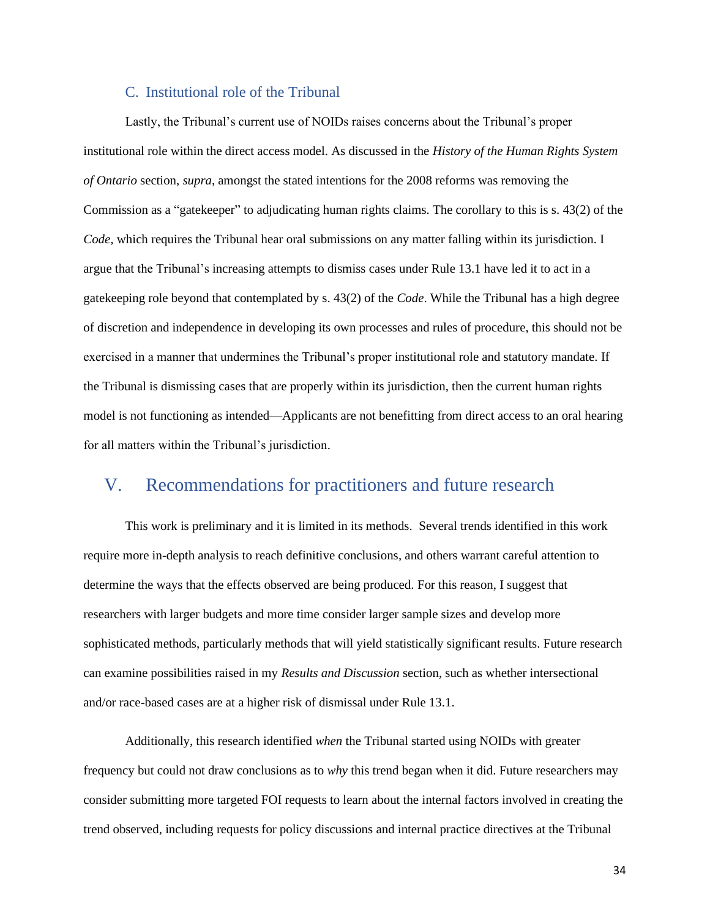### C. Institutional role of the Tribunal

Lastly, the Tribunal's current use of NOIDs raises concerns about the Tribunal's proper institutional role within the direct access model. As discussed in the *History of the Human Rights System of Ontario* section, *supra*, amongst the stated intentions for the 2008 reforms was removing the Commission as a "gatekeeper" to adjudicating human rights claims. The corollary to this is s. 43(2) of the *Code,* which requires the Tribunal hear oral submissions on any matter falling within its jurisdiction. I argue that the Tribunal's increasing attempts to dismiss cases under Rule 13.1 have led it to act in a gatekeeping role beyond that contemplated by s. 43(2) of the *Code*. While the Tribunal has a high degree of discretion and independence in developing its own processes and rules of procedure, this should not be exercised in a manner that undermines the Tribunal's proper institutional role and statutory mandate. If the Tribunal is dismissing cases that are properly within its jurisdiction, then the current human rights model is not functioning as intended—Applicants are not benefitting from direct access to an oral hearing for all matters within the Tribunal's jurisdiction.

## V. Recommendations for practitioners and future research

This work is preliminary and it is limited in its methods. Several trends identified in this work require more in-depth analysis to reach definitive conclusions, and others warrant careful attention to determine the ways that the effects observed are being produced. For this reason, I suggest that researchers with larger budgets and more time consider larger sample sizes and develop more sophisticated methods, particularly methods that will yield statistically significant results. Future research can examine possibilities raised in my *Results and Discussion* section, such as whether intersectional and/or race-based cases are at a higher risk of dismissal under Rule 13.1.

Additionally, this research identified *when* the Tribunal started using NOIDs with greater frequency but could not draw conclusions as to *why* this trend began when it did. Future researchers may consider submitting more targeted FOI requests to learn about the internal factors involved in creating the trend observed, including requests for policy discussions and internal practice directives at the Tribunal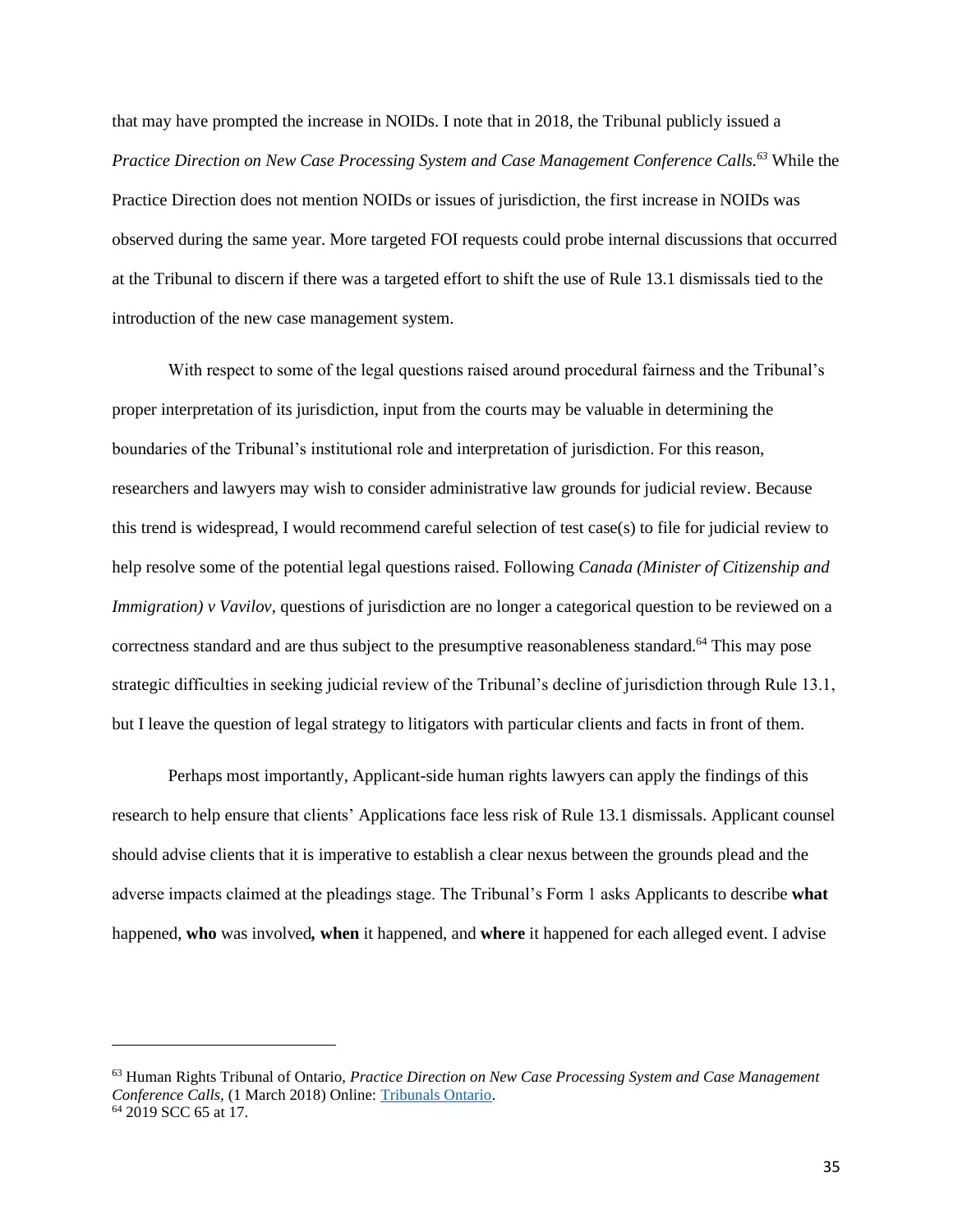that may have prompted the increase in NOIDs. I note that in 2018, the Tribunal publicly issued a *Practice Direction on New Case Processing System and Case Management Conference Calls.*[63] While the Practice Direction does not mention NOIDs or issues of jurisdiction, the first increase in NOIDs was observed during the same year. More targeted FOI requests could probe internal discussions that occurred at the Tribunal to discern if there was a targeted effort to shift the use of Rule 13.1 dismissals tied to the introduction of the new case management system.

With respect to some of the legal questions raised around procedural fairness and the Tribunal's proper interpretation of its jurisdiction, input from the courts may be valuable in determining the boundaries of the Tribunal's institutional role and interpretation of jurisdiction. For this reason, researchers and lawyers may wish to consider administrative law grounds for judicial review. Because this trend is widespread, I would recommend careful selection of test case(s) to file for judicial review to help resolve some of the potential legal questions raised. Following *Canada (Minister of Citizenship and Immigration) v Vavilov*, questions of jurisdiction are no longer a categorical question to be reviewed on a correctness standard and are thus subject to the presumptive reasonableness standard.[64] This may pose strategic difficulties in seeking judicial review of the Tribunal's decline of jurisdiction through Rule 13.1, but I leave the question of legal strategy to litigators with particular clients and facts in front of them.

Perhaps most importantly, Applicant-side human rights lawyers can apply the findings of this research to help ensure that clients' Applications face less risk of Rule 13.1 dismissals. Applicant counsel should advise clients that it is imperative to establish a clear nexus between the grounds plead and the adverse impacts claimed at the pleadings stage. The Tribunal's Form 1 asks Applicants to describe **what** happened, **who** was involved**, when** it happened, and **where** it happened for each alleged event. I advise

---

[63] Human Rights Tribunal of Ontario, *Practice Direction on New Case Processing System and Case Management Conference Calls,* (1 March 2018) Online: Tribunals Ontario.

[64] 2019 SCC 65 at 17.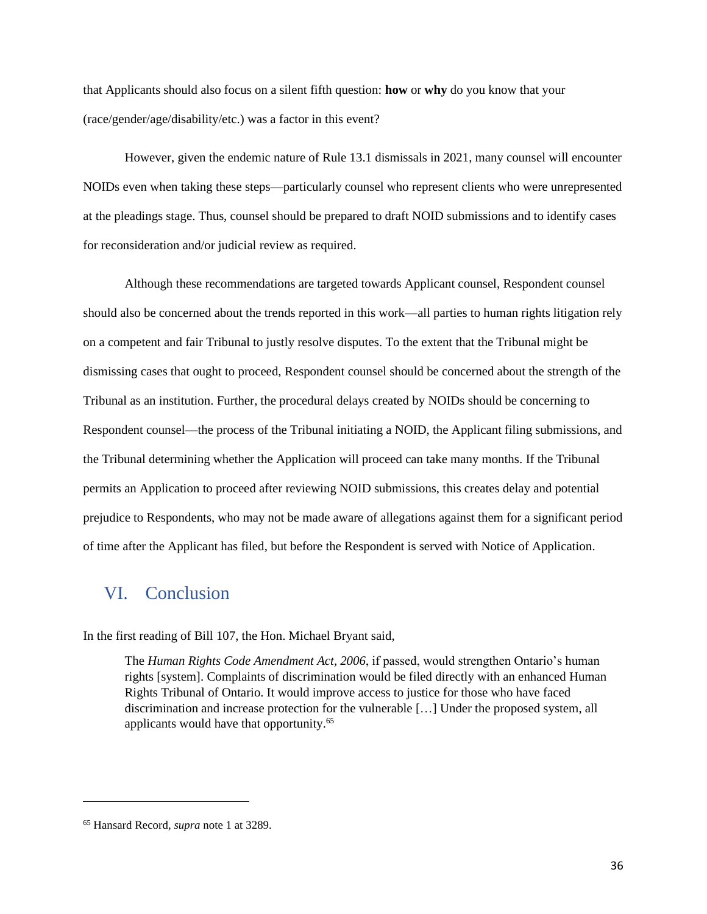that Applicants should also focus on a silent fifth question: **how** or **why** do you know that your (race/gender/age/disability/etc.) was a factor in this event?

However, given the endemic nature of Rule 13.1 dismissals in 2021, many counsel will encounter NOIDs even when taking these steps—particularly counsel who represent clients who were unrepresented at the pleadings stage. Thus, counsel should be prepared to draft NOID submissions and to identify cases for reconsideration and/or judicial review as required.

Although these recommendations are targeted towards Applicant counsel, Respondent counsel should also be concerned about the trends reported in this work—all parties to human rights litigation rely on a competent and fair Tribunal to justly resolve disputes. To the extent that the Tribunal might be dismissing cases that ought to proceed, Respondent counsel should be concerned about the strength of the Tribunal as an institution. Further, the procedural delays created by NOIDs should be concerning to Respondent counsel—the process of the Tribunal initiating a NOID, the Applicant filing submissions, and the Tribunal determining whether the Application will proceed can take many months. If the Tribunal permits an Application to proceed after reviewing NOID submissions, this creates delay and potential prejudice to Respondents, who may not be made aware of allegations against them for a significant period of time after the Applicant has filed, but before the Respondent is served with Notice of Application.

## VI. Conclusion

In the first reading of Bill 107, the Hon. Michael Bryant said,

> The *Human Rights Code Amendment Act, 2006*, if passed, would strengthen Ontario's human rights [system]. Complaints of discrimination would be filed directly with an enhanced Human Rights Tribunal of Ontario. It would improve access to justice for those who have faced discrimination and increase protection for the vulnerable […] Under the proposed system, all applicants would have that opportunity.[65]

---

[65] Hansard Record, *supra* note 1 at 3289.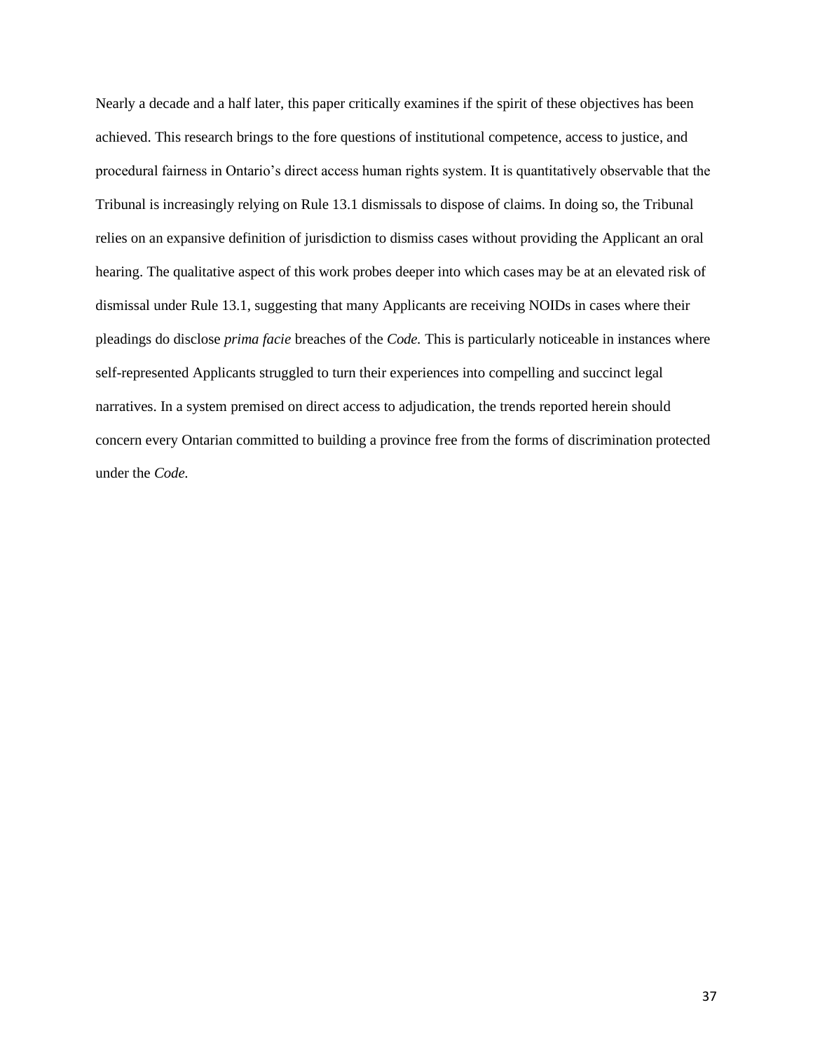Nearly a decade and a half later, this paper critically examines if the spirit of these objectives has been achieved. This research brings to the fore questions of institutional competence, access to justice, and procedural fairness in Ontario's direct access human rights system. It is quantitatively observable that the Tribunal is increasingly relying on Rule 13.1 dismissals to dispose of claims. In doing so, the Tribunal relies on an expansive definition of jurisdiction to dismiss cases without providing the Applicant an oral hearing. The qualitative aspect of this work probes deeper into which cases may be at an elevated risk of dismissal under Rule 13.1, suggesting that many Applicants are receiving NOIDs in cases where their pleadings do disclose *prima facie* breaches of the *Code.* This is particularly noticeable in instances where self-represented Applicants struggled to turn their experiences into compelling and succinct legal narratives. In a system premised on direct access to adjudication, the trends reported herein should concern every Ontarian committed to building a province free from the forms of discrimination protected under the *Code.*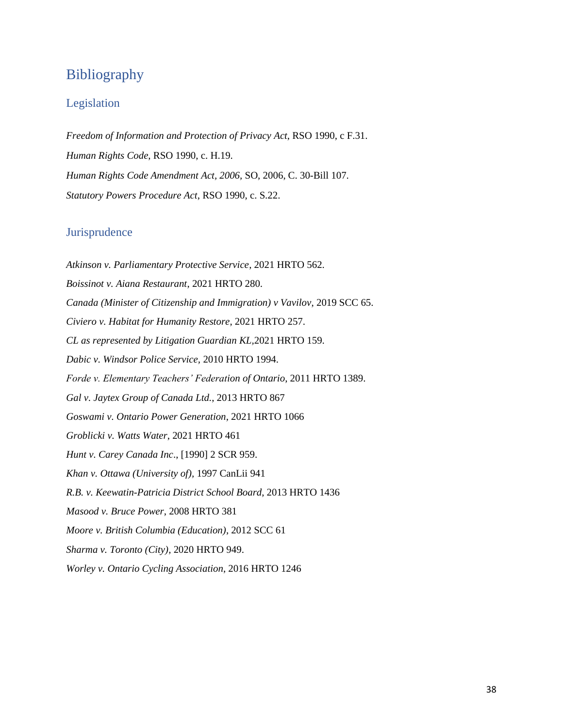# Bibliography

## Legislation

*Freedom of Information and Protection of Privacy Act*, RSO 1990, c F.31.

*Human Rights Code*, RSO 1990, c. H.19.

*Human Rights Code Amendment Act, 2006*, SO, 2006, C. 30-Bill 107.

*Statutory Powers Procedure Act*, RSO 1990, c. S.22.

## Jurisprudence

*Atkinson v. Parliamentary Protective Service*, 2021 HRTO 562.

*Boissinot v. Aiana Restaurant*, 2021 HRTO 280.

*Canada (Minister of Citizenship and Immigration) v Vavilov*, 2019 SCC 65.

*Civiero v. Habitat for Humanity Restore*, 2021 HRTO 257.

*CL as represented by Litigation Guardian KL*,2021 HRTO 159.

*Dabic v. Windsor Police Service,* 2010 HRTO 1994.

*Forde v. Elementary Teachers' Federation of Ontario*, 2011 HRTO 1389.

*Gal v. Jaytex Group of Canada Ltd.*, 2013 HRTO 867

*Goswami v. Ontario Power Generation*, 2021 HRTO 1066

*Groblicki v. Watts Water*, 2021 HRTO 461

*Hunt v. Carey Canada Inc*., [1990] 2 SCR 959.

*Khan v. Ottawa (University of)*, 1997 CanLii 941

*R.B. v. Keewatin-Patricia District School Board*, 2013 HRTO 1436

*Masood v. Bruce Power*, 2008 HRTO 381

*Moore v. British Columbia (Education)*, 2012 SCC 61

*Sharma v. Toronto (City)*, 2020 HRTO 949.

*Worley v. Ontario Cycling Association*, 2016 HRTO 1246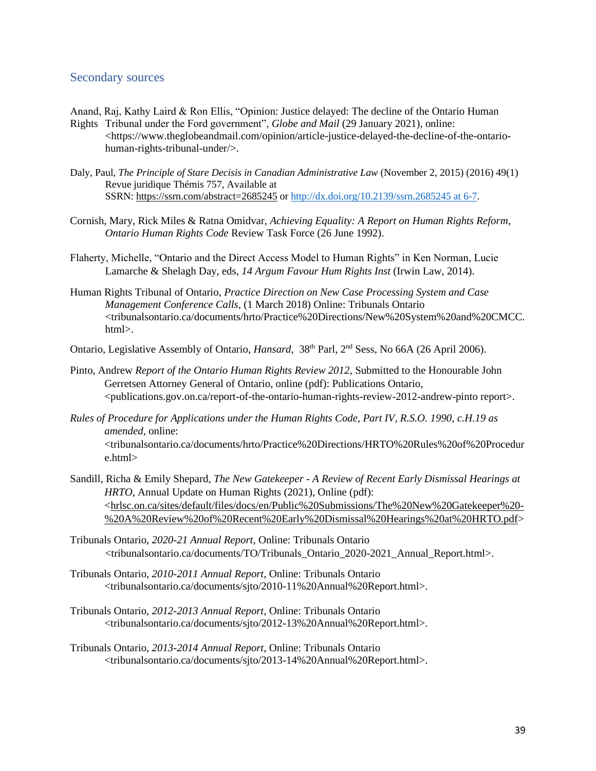## Secondary sources

Anand, Raj, Kathy Laird & Ron Ellis, "Opinion: Justice delayed: The decline of the Ontario Human Rights Tribunal under the Ford government", *Globe and Mail* (29 January 2021), online: <https://www.theglobeandmail.com/opinion/article-justice-delayed-the-decline-of-the-ontario-human-rights-tribunal-under/>.

Daly, Paul, *The Principle of Stare Decisis in Canadian Administrative Law* (November 2, 2015) (2016) 49(1) Revue juridique Thémis 757, Available at SSRN: https://ssrn.com/abstract=2685245 or http://dx.doi.org/10.2139/ssrn.2685245 at 6-7.

Cornish, Mary, Rick Miles & Ratna Omidvar, *Achieving Equality: A Report on Human Rights Reform*, *Ontario Human Rights Code* Review Task Force (26 June 1992).

Flaherty, Michelle, "Ontario and the Direct Access Model to Human Rights" in Ken Norman, Lucie Lamarche & Shelagh Day, eds, *14 Argum Favour Hum Rights Inst* (Irwin Law, 2014).

Human Rights Tribunal of Ontario, *Practice Direction on New Case Processing System and Case Management Conference Calls*, (1 March 2018) Online: Tribunals Ontario <tribunalsontario.ca/documents/hrto/Practice%20Directions/New%20System%20and%20CMCC.html>.

Ontario, Legislative Assembly of Ontario, *Hansard,* 38th Parl, 2nd Sess, No 66A (26 April 2006).

Pinto, Andrew *Report of the Ontario Human Rights Review 2012*, Submitted to the Honourable John Gerretsen Attorney General of Ontario, online (pdf): Publications Ontario, <publications.gov.on.ca/report-of-the-ontario-human-rights-review-2012-andrew-pinto report>.

*Rules of Procedure for Applications under the Human Rights Code, Part IV, R.S.O. 1990, c.H.19 as amended,* online: <tribunalsontario.ca/documents/hrto/Practice%20Directions/HRTO%20Rules%20of%20Procedure.html>

Sandill, Richa & Emily Shepard, *The New Gatekeeper - A Review of Recent Early Dismissal Hearings at HRTO*, Annual Update on Human Rights (2021), Online (pdf): <hrlsc.on.ca/sites/default/files/docs/en/Public%20Submissions/The%20New%20Gatekeeper%20-%20A%20Review%20of%20Recent%20Early%20Dismissal%20Hearings%20at%20HRTO.pdf>

Tribunals Ontario, *2020-21 Annual Report,* Online: Tribunals Ontario <tribunalsontario.ca/documents/TO/Tribunals_Ontario_2020-2021_Annual_Report.html>.

Tribunals Ontario, *2010-2011 Annual Report*, Online: Tribunals Ontario <tribunalsontario.ca/documents/sjto/2010-11%20Annual%20Report.html>.

Tribunals Ontario, *2012-2013 Annual Report*, Online: Tribunals Ontario <tribunalsontario.ca/documents/sjto/2012-13%20Annual%20Report.html>.

Tribunals Ontario, *2013-2014 Annual Report*, Online: Tribunals Ontario <tribunalsontario.ca/documents/sjto/2013-14%20Annual%20Report.html>.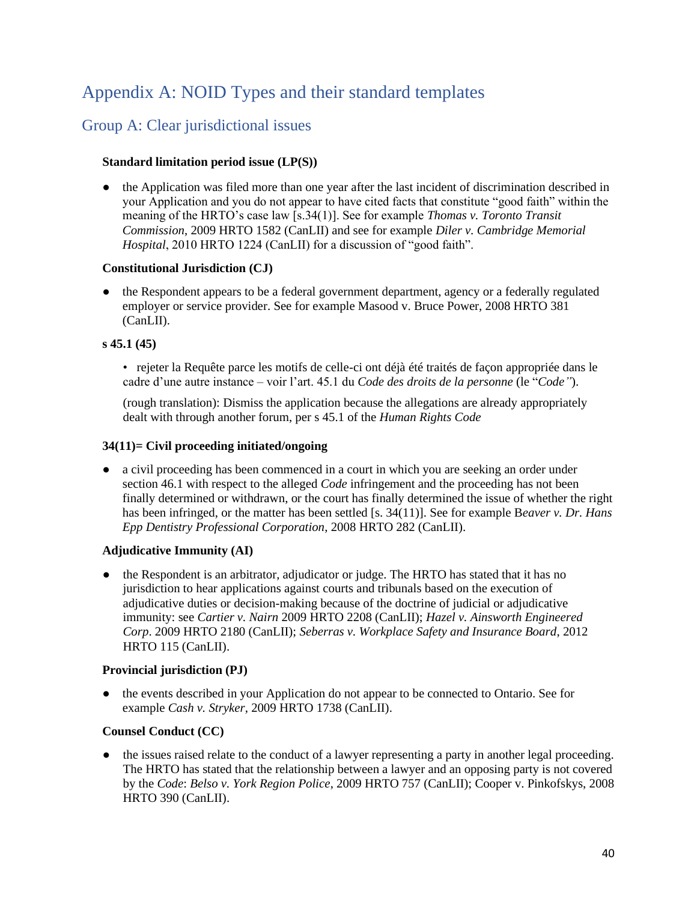# Appendix A: NOID Types and their standard templates

## Group A: Clear jurisdictional issues

**Standard limitation period issue (LP(S))**

- the Application was filed more than one year after the last incident of discrimination described in your Application and you do not appear to have cited facts that constitute "good faith" within the meaning of the HRTO's case law [s.34(1)]. See for example *Thomas v. Toronto Transit Commission*, 2009 HRTO 1582 (CanLII) and see for example *Diler v. Cambridge Memorial Hospital*, 2010 HRTO 1224 (CanLII) for a discussion of "good faith".

**Constitutional Jurisdiction (CJ)**

- the Respondent appears to be a federal government department, agency or a federally regulated employer or service provider. See for example Masood v. Bruce Power, 2008 HRTO 381 (CanLII).

**s 45.1 (45)**

- rejeter la Requête parce les motifs de celle-ci ont déjà été traités de façon appropriée dans le cadre d'une autre instance – voir l'art. 45.1 du *Code des droits de la personne* (le "*Code"*).

  (rough translation): Dismiss the application because the allegations are already appropriately dealt with through another forum, per s 45.1 of the *Human Rights Code*

**34(11)= Civil proceeding initiated/ongoing**

- a civil proceeding has been commenced in a court in which you are seeking an order under section 46.1 with respect to the alleged *Code* infringement and the proceeding has not been finally determined or withdrawn, or the court has finally determined the issue of whether the right has been infringed, or the matter has been settled [s. 34(11)]. See for example B*eaver v. Dr. Hans Epp Dentistry Professional Corporation*, 2008 HRTO 282 (CanLII).

**Adjudicative Immunity (AI)**

- the Respondent is an arbitrator, adjudicator or judge. The HRTO has stated that it has no jurisdiction to hear applications against courts and tribunals based on the execution of adjudicative duties or decision-making because of the doctrine of judicial or adjudicative immunity: see *Cartier v. Nairn* 2009 HRTO 2208 (CanLII); *Hazel v. Ainsworth Engineered Corp*. 2009 HRTO 2180 (CanLII); *Seberras v. Workplace Safety and Insurance Board*, 2012 HRTO 115 (CanLII).

**Provincial jurisdiction (PJ)**

- the events described in your Application do not appear to be connected to Ontario. See for example *Cash v. Stryker*, 2009 HRTO 1738 (CanLII).

**Counsel Conduct (CC)**

- the issues raised relate to the conduct of a lawyer representing a party in another legal proceeding. The HRTO has stated that the relationship between a lawyer and an opposing party is not covered by the *Code*: *Belso v. York Region Police*, 2009 HRTO 757 (CanLII); Cooper v. Pinkofskys, 2008 HRTO 390 (CanLII).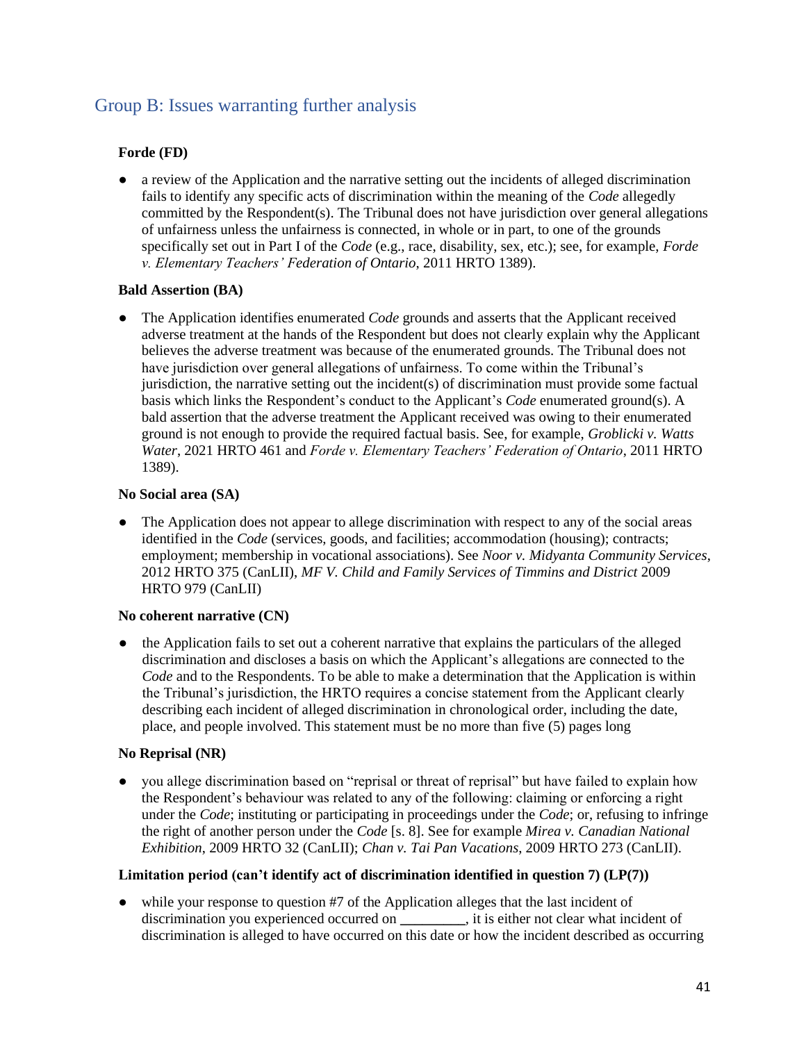## Group B: Issues warranting further analysis

**Forde (FD)**

- a review of the Application and the narrative setting out the incidents of alleged discrimination fails to identify any specific acts of discrimination within the meaning of the *Code* allegedly committed by the Respondent(s). The Tribunal does not have jurisdiction over general allegations of unfairness unless the unfairness is connected, in whole or in part, to one of the grounds specifically set out in Part I of the *Code* (e.g., race, disability, sex, etc.); see, for example, *Forde v. Elementary Teachers' Federation of Ontario*, 2011 HRTO 1389).

**Bald Assertion (BA)**

- The Application identifies enumerated *Code* grounds and asserts that the Applicant received adverse treatment at the hands of the Respondent but does not clearly explain why the Applicant believes the adverse treatment was because of the enumerated grounds. The Tribunal does not have jurisdiction over general allegations of unfairness. To come within the Tribunal's jurisdiction, the narrative setting out the incident(s) of discrimination must provide some factual basis which links the Respondent's conduct to the Applicant's *Code* enumerated ground(s). A bald assertion that the adverse treatment the Applicant received was owing to their enumerated ground is not enough to provide the required factual basis. See, for example, *Groblicki v. Watts Water*, 2021 HRTO 461 and *Forde v. Elementary Teachers' Federation of Ontario*, 2011 HRTO 1389).

**No Social area (SA)**

- The Application does not appear to allege discrimination with respect to any of the social areas identified in the *Code* (services, goods, and facilities; accommodation (housing); contracts; employment; membership in vocational associations). See *Noor v. Midyanta Community Services*, 2012 HRTO 375 (CanLII), *MF V. Child and Family Services of Timmins and District* 2009 HRTO 979 (CanLII)

**No coherent narrative (CN)**

- the Application fails to set out a coherent narrative that explains the particulars of the alleged discrimination and discloses a basis on which the Applicant's allegations are connected to the *Code* and to the Respondents. To be able to make a determination that the Application is within the Tribunal's jurisdiction, the HRTO requires a concise statement from the Applicant clearly describing each incident of alleged discrimination in chronological order, including the date, place, and people involved. This statement must be no more than five (5) pages long

**No Reprisal (NR)**

- you allege discrimination based on "reprisal or threat of reprisal" but have failed to explain how the Respondent's behaviour was related to any of the following: claiming or enforcing a right under the *Code*; instituting or participating in proceedings under the *Code*; or, refusing to infringe the right of another person under the *Code* [s. 8]. See for example *Mirea v. Canadian National Exhibition*, 2009 HRTO 32 (CanLII); *Chan v. Tai Pan Vacations*, 2009 HRTO 273 (CanLII).

**Limitation period (can't identify act of discrimination identified in question 7) (LP(7))**

- while your response to question #7 of the Application alleges that the last incident of discrimination you experienced occurred on _________, it is either not clear what incident of discrimination is alleged to have occurred on this date or how the incident described as occurring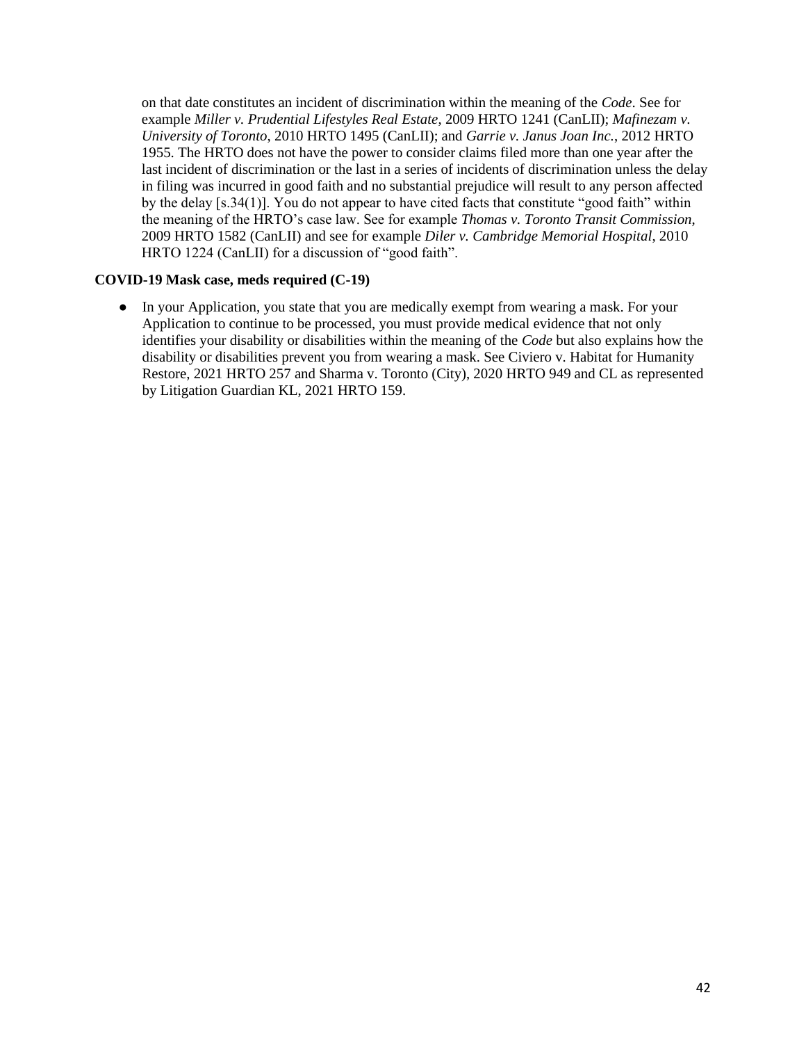on that date constitutes an incident of discrimination within the meaning of the *Code*. See for example *Miller v. Prudential Lifestyles Real Estate*, 2009 HRTO 1241 (CanLII); *Mafinezam v. University of Toronto*, 2010 HRTO 1495 (CanLII); and *Garrie v. Janus Joan Inc.*, 2012 HRTO 1955. The HRTO does not have the power to consider claims filed more than one year after the last incident of discrimination or the last in a series of incidents of discrimination unless the delay in filing was incurred in good faith and no substantial prejudice will result to any person affected by the delay [s.34(1)]. You do not appear to have cited facts that constitute "good faith" within the meaning of the HRTO's case law. See for example *Thomas v. Toronto Transit Commission*, 2009 HRTO 1582 (CanLII) and see for example *Diler v. Cambridge Memorial Hospital*, 2010 HRTO 1224 (CanLII) for a discussion of "good faith".

**COVID-19 Mask case, meds required (C-19)**

- In your Application, you state that you are medically exempt from wearing a mask. For your Application to continue to be processed, you must provide medical evidence that not only identifies your disability or disabilities within the meaning of the *Code* but also explains how the disability or disabilities prevent you from wearing a mask. See Civiero v. Habitat for Humanity Restore, 2021 HRTO 257 and Sharma v. Toronto (City), 2020 HRTO 949 and CL as represented by Litigation Guardian KL, 2021 HRTO 159.